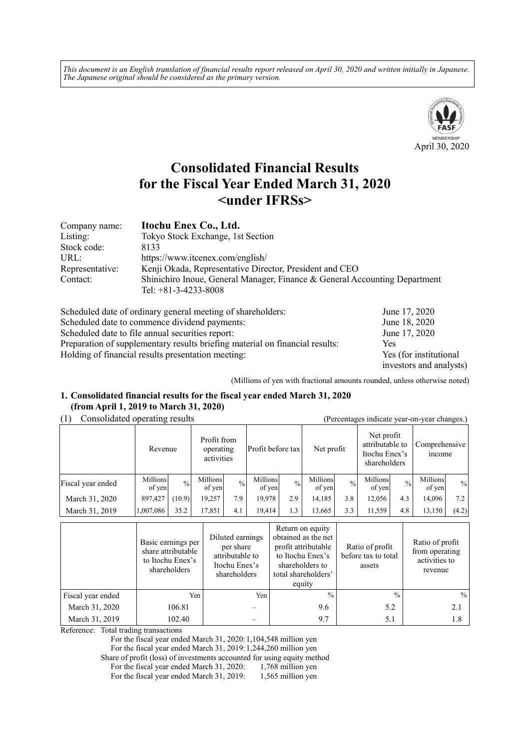*This document is an English translation of financial results report released on April 30, 2020 and written initially in Japanese. The Japanese original should be considered as the primary version.*

April 30, 2020

# Consolidated Financial Results for the Fiscal Year Ended March 31, 2020 <under IFRSs>

| | |
|---|---|
| Company name: | **Itochu Enex Co., Ltd.** |
| Listing: | Tokyo Stock Exchange, 1st Section |
| Stock code: | 8133 |
| URL: | https://www.itcenex.com/english/ |
| Representative: | Kenji Okada, Representative Director, President and CEO |
| Contact: | Shinichiro Inoue, General Manager, Finance & General Accounting Department<br>Tel: +81-3-4233-8008 |

| | |
|---|---|
| Scheduled date of ordinary general meeting of shareholders: | June 17, 2020 |
| Scheduled date to commence dividend payments: | June 18, 2020 |
| Scheduled date to file annual securities report: | June 17, 2020 |
| Preparation of supplementary results briefing material on financial results: | Yes |
| Holding of financial results presentation meeting: | Yes (for institutional investors and analysts) |

(Millions of yen with fractional amounts rounded, unless otherwise noted)

## 1. Consolidated financial results for the fiscal year ended March 31, 2020 (from April 1, 2019 to March 31, 2020)

(1) Consolidated operating results (Percentages indicate year-on-year changes.)

| | Revenue | | Profit from operating activities | | Profit before tax | | Net profit | | Net profit attributable to Itochu Enex's shareholders | | Comprehensive income | |
|---|---|---|---|---|---|---|---|---|---|---|---|---|
| Fiscal year ended | Millions of yen | % | Millions of yen | % | Millions of yen | % | Millions of yen | % | Millions of yen | % | Millions of yen | % |
| March 31, 2020 | 897,427 | (10.9) | 19,257 | 7.9 | 19,978 | 2.9 | 14,185 | 3.8 | 12,056 | 4.3 | 14,096 | 7.2 |
| March 31, 2019 | 1,007,086 | 35.2 | 17,851 | 4.1 | 19,414 | 1.3 | 13,665 | 3.3 | 11,559 | 4.8 | 13,150 | (4.2) |

| | Basic earnings per share attributable to Itochu Enex's shareholders | Diluted earnings per share attributable to Itochu Enex's shareholders | Return on equity obtained as the net profit attributable to Itochu Enex's shareholders to total shareholders' equity | Ratio of profit before tax to total assets | Ratio of profit from operating activities to revenue |
|---|---|---|---|---|---|
| Fiscal year ended | Yen | Yen | % | % | % |
| March 31, 2020 | 106.81 | – | 9.6 | 5.2 | 2.1 |
| March 31, 2019 | 102.40 | – | 9.7 | 5.1 | 1.8 |

Reference: Total trading transactions
For the fiscal year ended March 31, 2020: 1,104,548 million yen
For the fiscal year ended March 31, 2019: 1,244,260 million yen
Share of profit (loss) of investments accounted for using equity method
For the fiscal year ended March 31, 2020: 1,768 million yen
For the fiscal year ended March 31, 2019: 1,565 million yen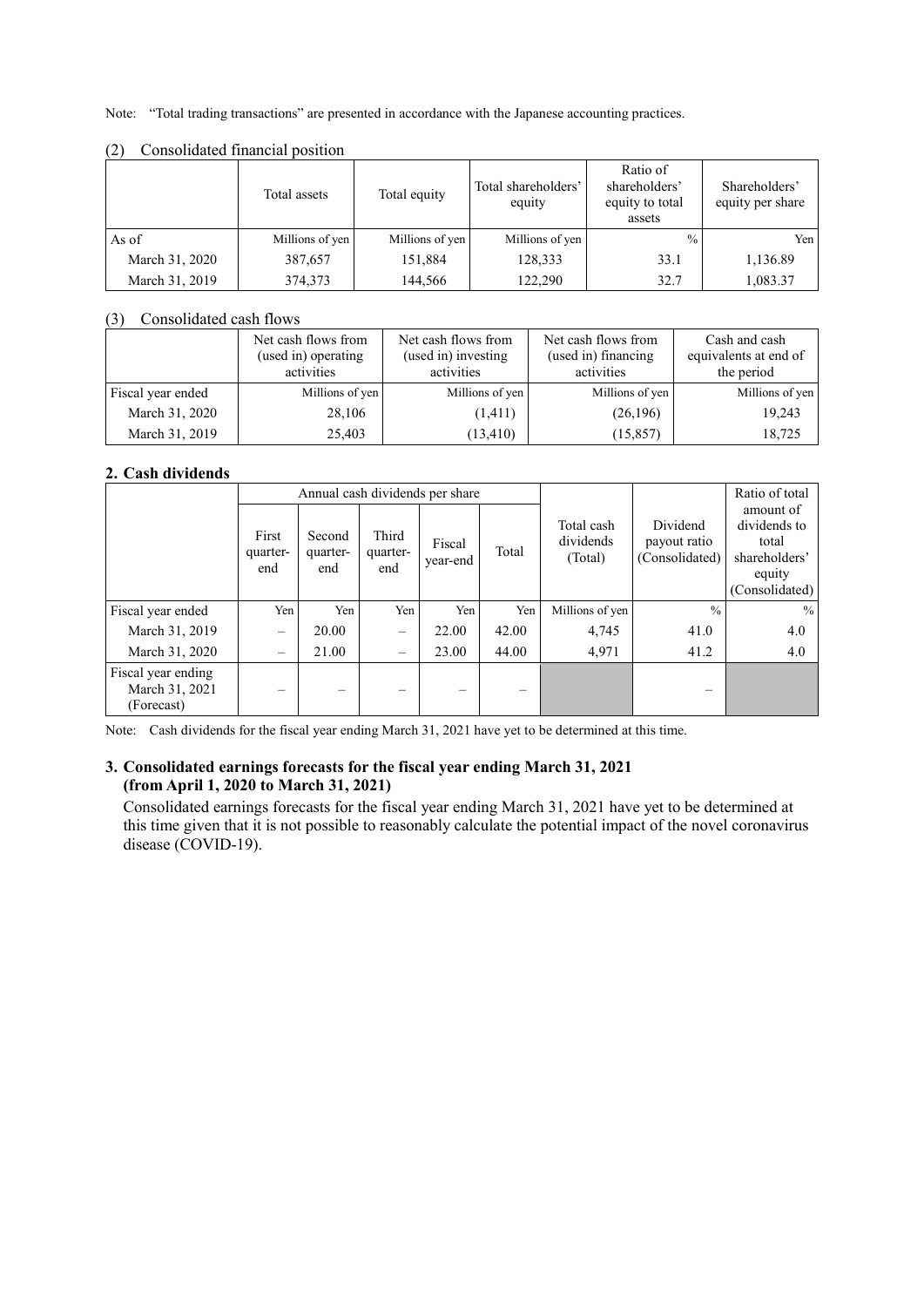Note: "Total trading transactions" are presented in accordance with the Japanese accounting practices.

(2) Consolidated financial position

| | Total assets | Total equity | Total shareholders' equity | Ratio of shareholders' equity to total assets | Shareholders' equity per share |
|---|---|---|---|---|---|
| As of | Millions of yen | Millions of yen | Millions of yen | % | Yen |
| March 31, 2020 | 387,657 | 151,884 | 128,333 | 33.1 | 1,136.89 |
| March 31, 2019 | 374,373 | 144,566 | 122,290 | 32.7 | 1,083.37 |

(3) Consolidated cash flows

| | Net cash flows from (used in) operating activities | Net cash flows from (used in) investing activities | Net cash flows from (used in) financing activities | Cash and cash equivalents at end of the period |
|---|---|---|---|---|
| Fiscal year ended | Millions of yen | Millions of yen | Millions of yen | Millions of yen |
| March 31, 2020 | 28,106 | (1,411) | (26,196) | 19,243 |
| March 31, 2019 | 25,403 | (13,410) | (15,857) | 18,725 |

## 2. Cash dividends

| | Annual cash dividends per share | | | | | Total cash dividends (Total) | Dividend payout ratio (Consolidated) | Ratio of total amount of dividends to total shareholders' equity (Consolidated) |
|---|---|---|---|---|---|---|---|---|
| | First quarter-end | Second quarter-end | Third quarter-end | Fiscal year-end | Total | | | |
| Fiscal year ended | Yen | Yen | Yen | Yen | Yen | Millions of yen | % | % |
| March 31, 2019 | – | 20.00 | – | 22.00 | 42.00 | 4,745 | 41.0 | 4.0 |
| March 31, 2020 | – | 21.00 | – | 23.00 | 44.00 | 4,971 | 41.2 | 4.0 |
| Fiscal year ending March 31, 2021 (Forecast) | – | – | – | – | – | | – | |

Note: Cash dividends for the fiscal year ending March 31, 2021 have yet to be determined at this time.

## 3. Consolidated earnings forecasts for the fiscal year ending March 31, 2021 (from April 1, 2020 to March 31, 2021)

Consolidated earnings forecasts for the fiscal year ending March 31, 2021 have yet to be determined at this time given that it is not possible to reasonably calculate the potential impact of the novel coronavirus disease (COVID-19).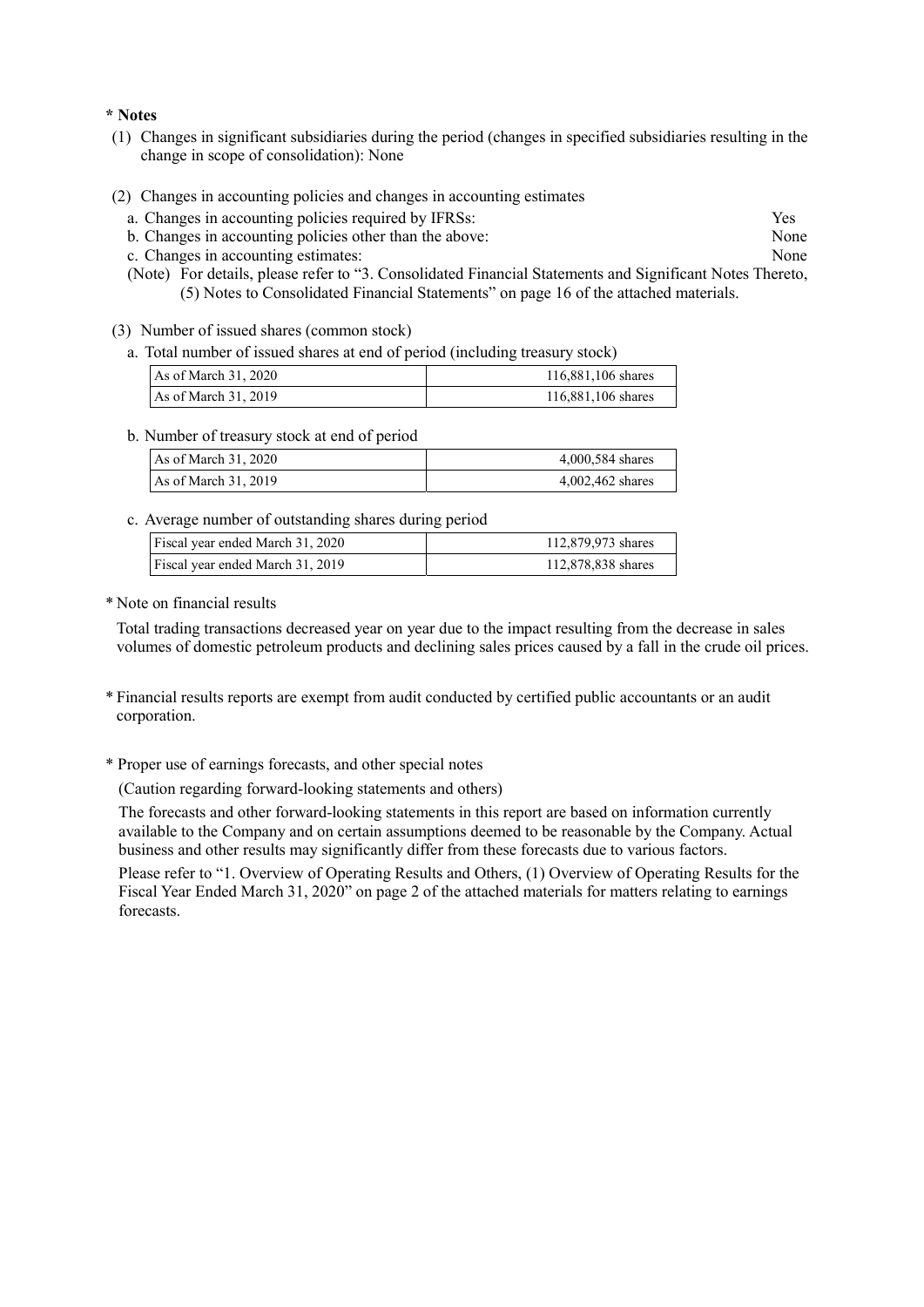**\* Notes**

(1) Changes in significant subsidiaries during the period (changes in specified subsidiaries resulting in the change in scope of consolidation): None

(2) Changes in accounting policies and changes in accounting estimates

a. Changes in accounting policies required by IFRSs: Yes

b. Changes in accounting policies other than the above: None

c. Changes in accounting estimates: None

(Note) For details, please refer to "3. Consolidated Financial Statements and Significant Notes Thereto, (5) Notes to Consolidated Financial Statements" on page 16 of the attached materials.

(3) Number of issued shares (common stock)

a. Total number of issued shares at end of period (including treasury stock)

| | |
|---|---|
| As of March 31, 2020 | 116,881,106 shares |
| As of March 31, 2019 | 116,881,106 shares |

b. Number of treasury stock at end of period

| | |
|---|---|
| As of March 31, 2020 | 4,000,584 shares |
| As of March 31, 2019 | 4,002,462 shares |

c. Average number of outstanding shares during period

| | |
|---|---|
| Fiscal year ended March 31, 2020 | 112,879,973 shares |
| Fiscal year ended March 31, 2019 | 112,878,838 shares |

\* Note on financial results

Total trading transactions decreased year on year due to the impact resulting from the decrease in sales volumes of domestic petroleum products and declining sales prices caused by a fall in the crude oil prices.

\* Financial results reports are exempt from audit conducted by certified public accountants or an audit corporation.

\* Proper use of earnings forecasts, and other special notes

(Caution regarding forward-looking statements and others)

The forecasts and other forward-looking statements in this report are based on information currently available to the Company and on certain assumptions deemed to be reasonable by the Company. Actual business and other results may significantly differ from these forecasts due to various factors.

Please refer to "1. Overview of Operating Results and Others, (1) Overview of Operating Results for the Fiscal Year Ended March 31, 2020" on page 2 of the attached materials for matters relating to earnings forecasts.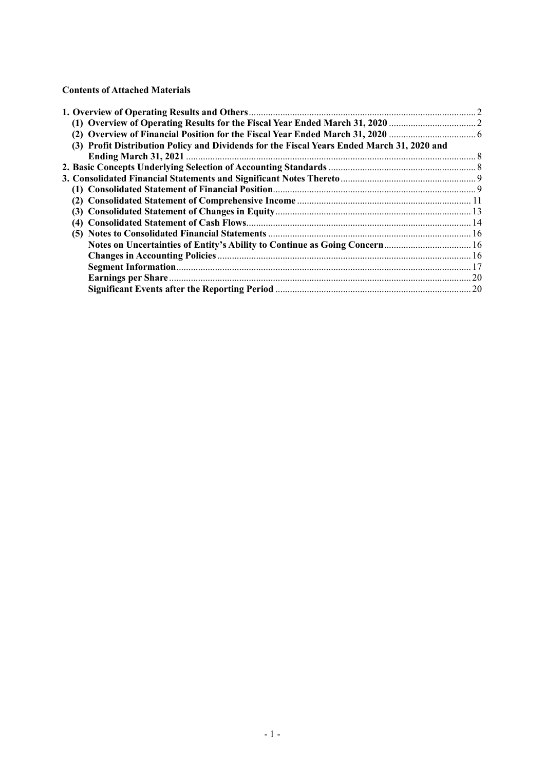**Contents of Attached Materials**

| | |
|---|---|
| **1. Overview of Operating Results and Others** | 2 |
| **(1) Overview of Operating Results for the Fiscal Year Ended March 31, 2020** | 2 |
| **(2) Overview of Financial Position for the Fiscal Year Ended March 31, 2020** | 6 |
| **(3) Profit Distribution Policy and Dividends for the Fiscal Years Ended March 31, 2020 and Ending March 31, 2021** | 8 |
| **2. Basic Concepts Underlying Selection of Accounting Standards** | 8 |
| **3. Consolidated Financial Statements and Significant Notes Thereto** | 9 |
| **(1) Consolidated Statement of Financial Position** | 9 |
| **(2) Consolidated Statement of Comprehensive Income** | 11 |
| **(3) Consolidated Statement of Changes in Equity** | 13 |
| **(4) Consolidated Statement of Cash Flows** | 14 |
| **(5) Notes to Consolidated Financial Statements** | 16 |
| **Notes on Uncertainties of Entity's Ability to Continue as Going Concern** | 16 |
| **Changes in Accounting Policies** | 16 |
| **Segment Information** | 17 |
| **Earnings per Share** | 20 |
| **Significant Events after the Reporting Period** | 20 |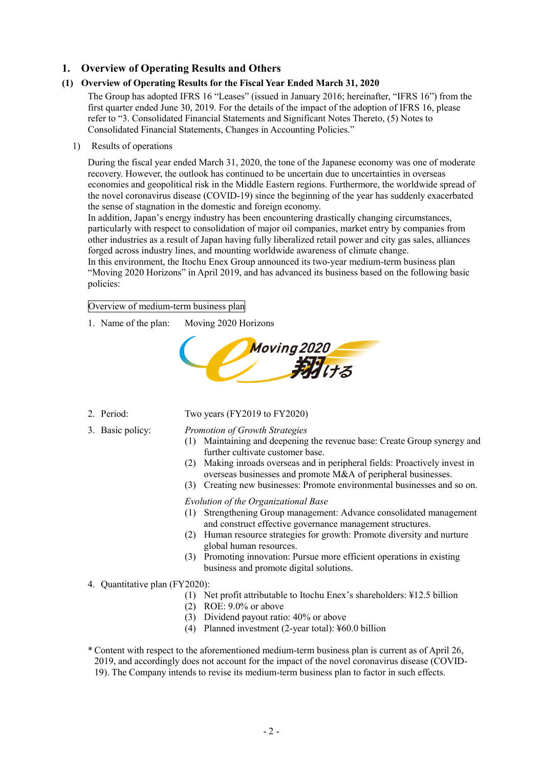## 1. Overview of Operating Results and Others

### (1) Overview of Operating Results for the Fiscal Year Ended March 31, 2020

The Group has adopted IFRS 16 "Leases" (issued in January 2016; hereinafter, "IFRS 16") from the first quarter ended June 30, 2019. For the details of the impact of the adoption of IFRS 16, please refer to "3. Consolidated Financial Statements and Significant Notes Thereto, (5) Notes to Consolidated Financial Statements, Changes in Accounting Policies."

1) Results of operations

During the fiscal year ended March 31, 2020, the tone of the Japanese economy was one of moderate recovery. However, the outlook has continued to be uncertain due to uncertainties in overseas economies and geopolitical risk in the Middle Eastern regions. Furthermore, the worldwide spread of the novel coronavirus disease (COVID-19) since the beginning of the year has suddenly exacerbated the sense of stagnation in the domestic and foreign economy.

In addition, Japan's energy industry has been encountering drastically changing circumstances, particularly with respect to consolidation of major oil companies, market entry by companies from other industries as a result of Japan having fully liberalized retail power and city gas sales, alliances forged across industry lines, and mounting worldwide awareness of climate change.

In this environment, the Itochu Enex Group announced its two-year medium-term business plan "Moving 2020 Horizons" in April 2019, and has advanced its business based on the following basic policies:

Overview of medium-term business plan

1. Name of the plan: Moving 2020 Horizons

2. Period: Two years (FY2019 to FY2020)

3. Basic policy:

   *Promotion of Growth Strategies*
   - (1) Maintaining and deepening the revenue base: Create Group synergy and further cultivate customer base.
   - (2) Making inroads overseas and in peripheral fields: Proactively invest in overseas businesses and promote M&A of peripheral businesses.
   - (3) Creating new businesses: Promote environmental businesses and so on.

   *Evolution of the Organizational Base*
   - (1) Strengthening Group management: Advance consolidated management and construct effective governance management structures.
   - (2) Human resource strategies for growth: Promote diversity and nurture global human resources.
   - (3) Promoting innovation: Pursue more efficient operations in existing business and promote digital solutions.

4. Quantitative plan (FY2020):
   - (1) Net profit attributable to Itochu Enex's shareholders: ¥12.5 billion
   - (2) ROE: 9.0% or above
   - (3) Dividend payout ratio: 40% or above
   - (4) Planned investment (2-year total): ¥60.0 billion

* Content with respect to the aforementioned medium-term business plan is current as of April 26, 2019, and accordingly does not account for the impact of the novel coronavirus disease (COVID-19). The Company intends to revise its medium-term business plan to factor in such effects.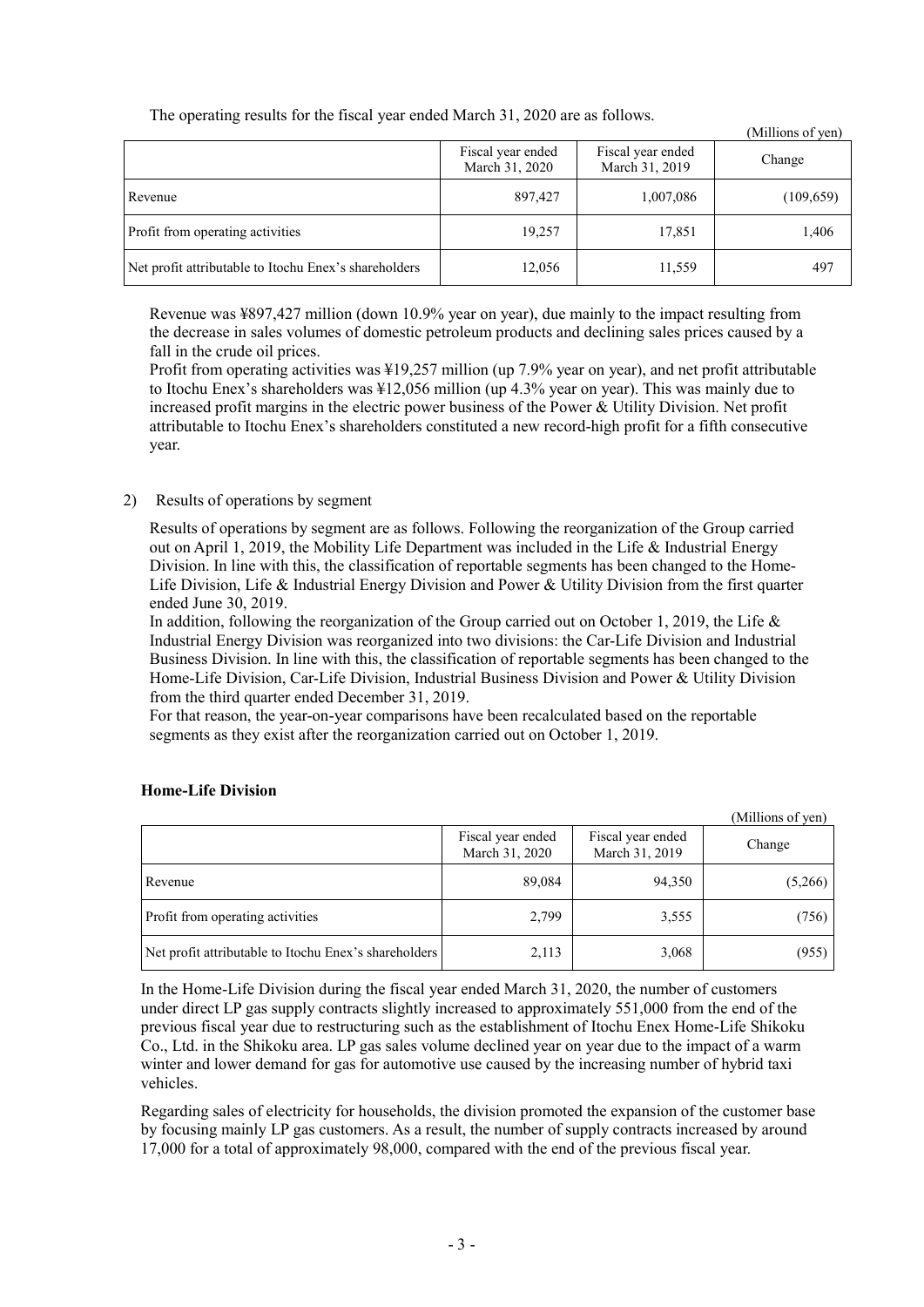The operating results for the fiscal year ended March 31, 2020 are as follows.

(Millions of yen)

| | Fiscal year ended March 31, 2020 | Fiscal year ended March 31, 2019 | Change |
|---|---|---|---|
| Revenue | 897,427 | 1,007,086 | (109,659) |
| Profit from operating activities | 19,257 | 17,851 | 1,406 |
| Net profit attributable to Itochu Enex's shareholders | 12,056 | 11,559 | 497 |

Revenue was ¥897,427 million (down 10.9% year on year), due mainly to the impact resulting from the decrease in sales volumes of domestic petroleum products and declining sales prices caused by a fall in the crude oil prices.
Profit from operating activities was ¥19,257 million (up 7.9% year on year), and net profit attributable to Itochu Enex's shareholders was ¥12,056 million (up 4.3% year on year). This was mainly due to increased profit margins in the electric power business of the Power & Utility Division. Net profit attributable to Itochu Enex's shareholders constituted a new record-high profit for a fifth consecutive year.

2) Results of operations by segment

Results of operations by segment are as follows. Following the reorganization of the Group carried out on April 1, 2019, the Mobility Life Department was included in the Life & Industrial Energy Division. In line with this, the classification of reportable segments has been changed to the Home-Life Division, Life & Industrial Energy Division and Power & Utility Division from the first quarter ended June 30, 2019.
In addition, following the reorganization of the Group carried out on October 1, 2019, the Life & Industrial Energy Division was reorganized into two divisions: the Car-Life Division and Industrial Business Division. In line with this, the classification of reportable segments has been changed to the Home-Life Division, Car-Life Division, Industrial Business Division and Power & Utility Division from the third quarter ended December 31, 2019.
For that reason, the year-on-year comparisons have been recalculated based on the reportable segments as they exist after the reorganization carried out on October 1, 2019.

**Home-Life Division**

(Millions of yen)

| | Fiscal year ended March 31, 2020 | Fiscal year ended March 31, 2019 | Change |
|---|---|---|---|
| Revenue | 89,084 | 94,350 | (5,266) |
| Profit from operating activities | 2,799 | 3,555 | (756) |
| Net profit attributable to Itochu Enex's shareholders | 2,113 | 3,068 | (955) |

In the Home-Life Division during the fiscal year ended March 31, 2020, the number of customers under direct LP gas supply contracts slightly increased to approximately 551,000 from the end of the previous fiscal year due to restructuring such as the establishment of Itochu Enex Home-Life Shikoku Co., Ltd. in the Shikoku area. LP gas sales volume declined year on year due to the impact of a warm winter and lower demand for gas for automotive use caused by the increasing number of hybrid taxi vehicles.

Regarding sales of electricity for households, the division promoted the expansion of the customer base by focusing mainly LP gas customers. As a result, the number of supply contracts increased by around 17,000 for a total of approximately 98,000, compared with the end of the previous fiscal year.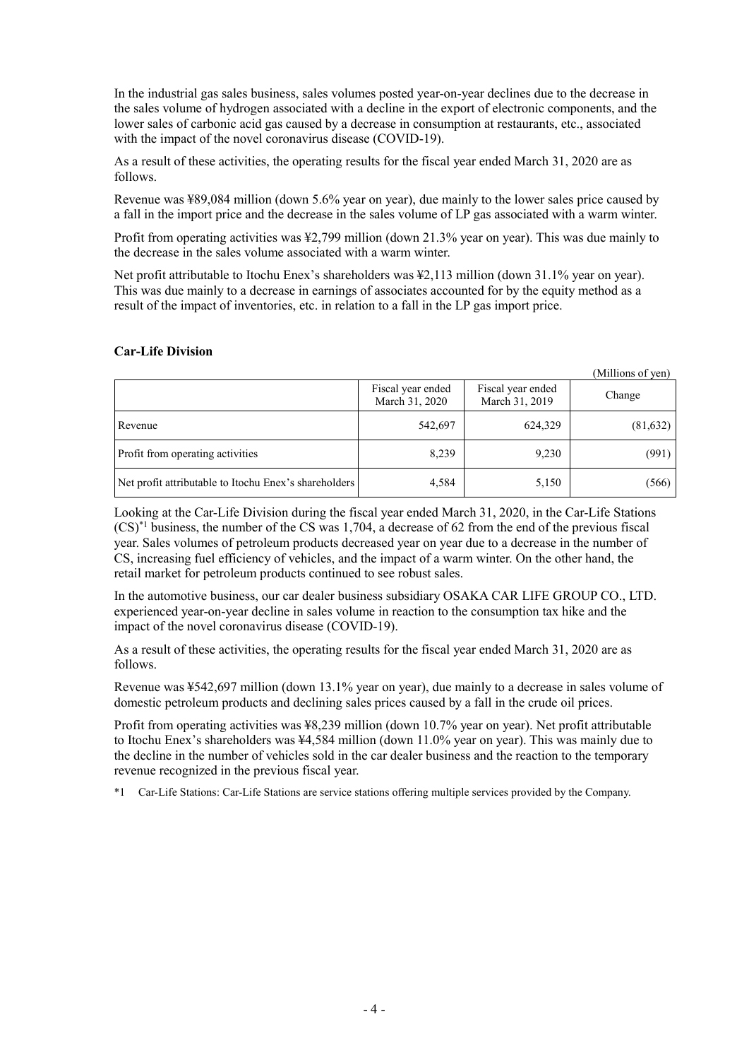In the industrial gas sales business, sales volumes posted year-on-year declines due to the decrease in the sales volume of hydrogen associated with a decline in the export of electronic components, and the lower sales of carbonic acid gas caused by a decrease in consumption at restaurants, etc., associated with the impact of the novel coronavirus disease (COVID-19).

As a result of these activities, the operating results for the fiscal year ended March 31, 2020 are as follows.

Revenue was ¥89,084 million (down 5.6% year on year), due mainly to the lower sales price caused by a fall in the import price and the decrease in the sales volume of LP gas associated with a warm winter.

Profit from operating activities was ¥2,799 million (down 21.3% year on year). This was due mainly to the decrease in the sales volume associated with a warm winter.

Net profit attributable to Itochu Enex's shareholders was ¥2,113 million (down 31.1% year on year). This was due mainly to a decrease in earnings of associates accounted for by the equity method as a result of the impact of inventories, etc. in relation to a fall in the LP gas import price.

**Car-Life Division**

(Millions of yen)

| | Fiscal year ended March 31, 2020 | Fiscal year ended March 31, 2019 | Change |
|---|---|---|---|
| Revenue | 542,697 | 624,329 | (81,632) |
| Profit from operating activities | 8,239 | 9,230 | (991) |
| Net profit attributable to Itochu Enex's shareholders | 4,584 | 5,150 | (566) |

Looking at the Car-Life Division during the fiscal year ended March 31, 2020, in the Car-Life Stations (CS)[*1] business, the number of the CS was 1,704, a decrease of 62 from the end of the previous fiscal year. Sales volumes of petroleum products decreased year on year due to a decrease in the number of CS, increasing fuel efficiency of vehicles, and the impact of a warm winter. On the other hand, the retail market for petroleum products continued to see robust sales.

In the automotive business, our car dealer business subsidiary OSAKA CAR LIFE GROUP CO., LTD. experienced year-on-year decline in sales volume in reaction to the consumption tax hike and the impact of the novel coronavirus disease (COVID-19).

As a result of these activities, the operating results for the fiscal year ended March 31, 2020 are as follows.

Revenue was ¥542,697 million (down 13.1% year on year), due mainly to a decrease in sales volume of domestic petroleum products and declining sales prices caused by a fall in the crude oil prices.

Profit from operating activities was ¥8,239 million (down 10.7% year on year). Net profit attributable to Itochu Enex's shareholders was ¥4,584 million (down 11.0% year on year). This was mainly due to the decline in the number of vehicles sold in the car dealer business and the reaction to the temporary revenue recognized in the previous fiscal year.

*1 Car-Life Stations: Car-Life Stations are service stations offering multiple services provided by the Company.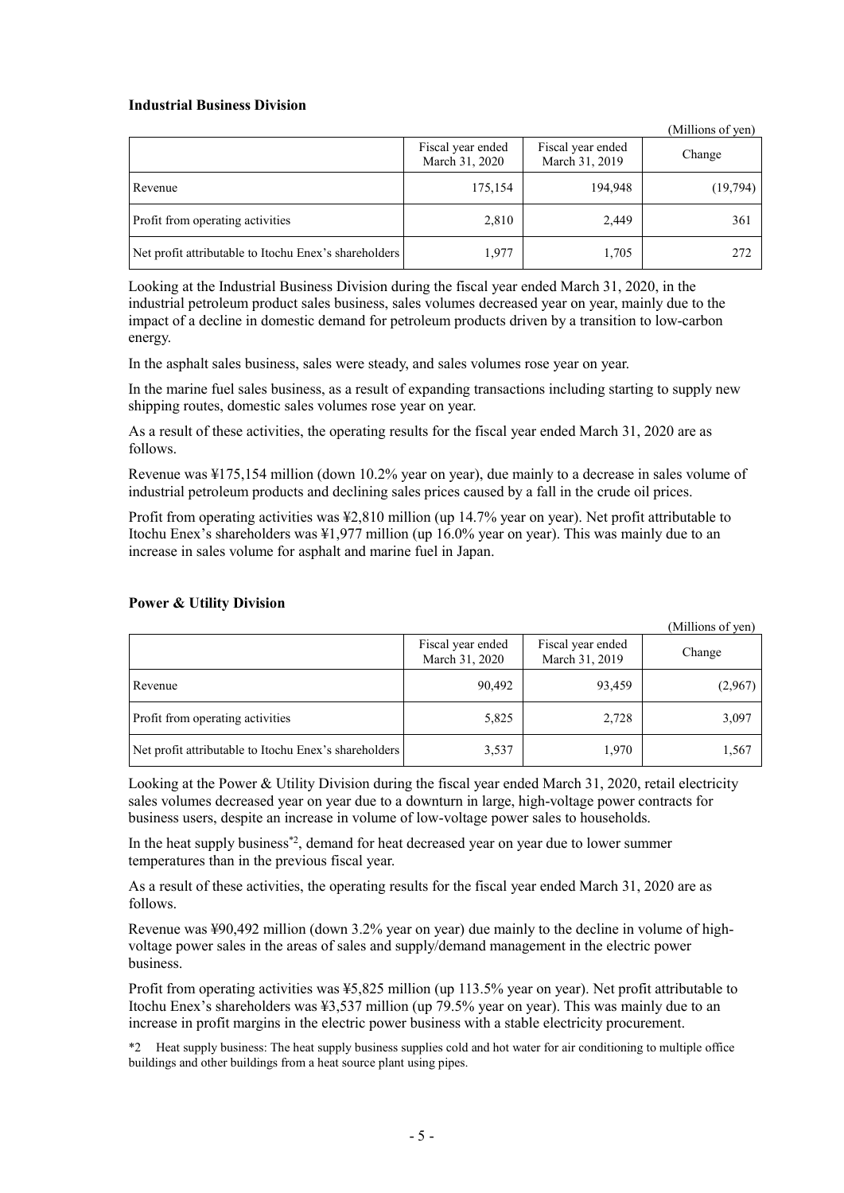### Industrial Business Division

(Millions of yen)

| | Fiscal year ended March 31, 2020 | Fiscal year ended March 31, 2019 | Change |
|---|---|---|---|
| Revenue | 175,154 | 194,948 | (19,794) |
| Profit from operating activities | 2,810 | 2,449 | 361 |
| Net profit attributable to Itochu Enex's shareholders | 1,977 | 1,705 | 272 |

Looking at the Industrial Business Division during the fiscal year ended March 31, 2020, in the industrial petroleum product sales business, sales volumes decreased year on year, mainly due to the impact of a decline in domestic demand for petroleum products driven by a transition to low-carbon energy.

In the asphalt sales business, sales were steady, and sales volumes rose year on year.

In the marine fuel sales business, as a result of expanding transactions including starting to supply new shipping routes, domestic sales volumes rose year on year.

As a result of these activities, the operating results for the fiscal year ended March 31, 2020 are as follows.

Revenue was ¥175,154 million (down 10.2% year on year), due mainly to a decrease in sales volume of industrial petroleum products and declining sales prices caused by a fall in the crude oil prices.

Profit from operating activities was ¥2,810 million (up 14.7% year on year). Net profit attributable to Itochu Enex's shareholders was ¥1,977 million (up 16.0% year on year). This was mainly due to an increase in sales volume for asphalt and marine fuel in Japan.

### Power & Utility Division

(Millions of yen)

| | Fiscal year ended March 31, 2020 | Fiscal year ended March 31, 2019 | Change |
|---|---|---|---|
| Revenue | 90,492 | 93,459 | (2,967) |
| Profit from operating activities | 5,825 | 2,728 | 3,097 |
| Net profit attributable to Itochu Enex's shareholders | 3,537 | 1,970 | 1,567 |

Looking at the Power & Utility Division during the fiscal year ended March 31, 2020, retail electricity sales volumes decreased year on year due to a downturn in large, high-voltage power contracts for business users, despite an increase in volume of low-voltage power sales to households.

In the heat supply business*2, demand for heat decreased year on year due to lower summer temperatures than in the previous fiscal year.

As a result of these activities, the operating results for the fiscal year ended March 31, 2020 are as follows.

Revenue was ¥90,492 million (down 3.2% year on year) due mainly to the decline in volume of high-voltage power sales in the areas of sales and supply/demand management in the electric power business.

Profit from operating activities was ¥5,825 million (up 113.5% year on year). Net profit attributable to Itochu Enex's shareholders was ¥3,537 million (up 79.5% year on year). This was mainly due to an increase in profit margins in the electric power business with a stable electricity procurement.

*2 Heat supply business: The heat supply business supplies cold and hot water for air conditioning to multiple office buildings and other buildings from a heat source plant using pipes.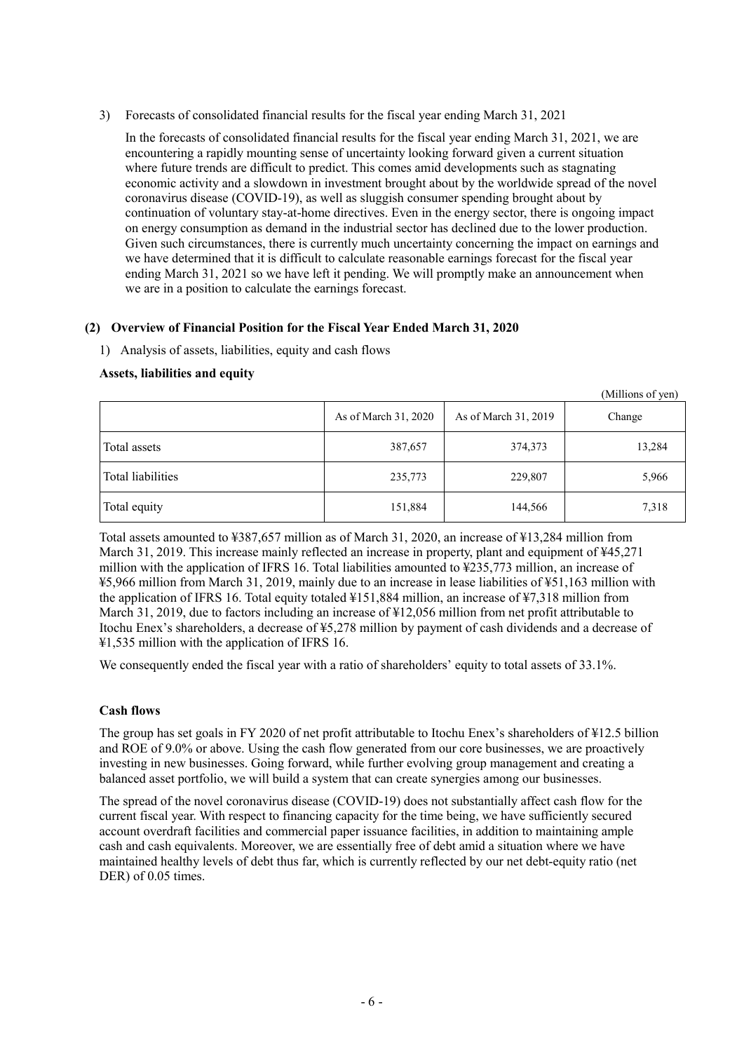3) Forecasts of consolidated financial results for the fiscal year ending March 31, 2021

In the forecasts of consolidated financial results for the fiscal year ending March 31, 2021, we are encountering a rapidly mounting sense of uncertainty looking forward given a current situation where future trends are difficult to predict. This comes amid developments such as stagnating economic activity and a slowdown in investment brought about by the worldwide spread of the novel coronavirus disease (COVID-19), as well as sluggish consumer spending brought about by continuation of voluntary stay-at-home directives. Even in the energy sector, there is ongoing impact on energy consumption as demand in the industrial sector has declined due to the lower production. Given such circumstances, there is currently much uncertainty concerning the impact on earnings and we have determined that it is difficult to calculate reasonable earnings forecast for the fiscal year ending March 31, 2021 so we have left it pending. We will promptly make an announcement when we are in a position to calculate the earnings forecast.

### (2) Overview of Financial Position for the Fiscal Year Ended March 31, 2020

1) Analysis of assets, liabilities, equity and cash flows

**Assets, liabilities and equity**

(Millions of yen)

| | As of March 31, 2020 | As of March 31, 2019 | Change |
|---|---|---|---|
| Total assets | 387,657 | 374,373 | 13,284 |
| Total liabilities | 235,773 | 229,807 | 5,966 |
| Total equity | 151,884 | 144,566 | 7,318 |

Total assets amounted to ¥387,657 million as of March 31, 2020, an increase of ¥13,284 million from March 31, 2019. This increase mainly reflected an increase in property, plant and equipment of ¥45,271 million with the application of IFRS 16. Total liabilities amounted to ¥235,773 million, an increase of ¥5,966 million from March 31, 2019, mainly due to an increase in lease liabilities of ¥51,163 million with the application of IFRS 16. Total equity totaled ¥151,884 million, an increase of ¥7,318 million from March 31, 2019, due to factors including an increase of ¥12,056 million from net profit attributable to Itochu Enex's shareholders, a decrease of ¥5,278 million by payment of cash dividends and a decrease of ¥1,535 million with the application of IFRS 16.

We consequently ended the fiscal year with a ratio of shareholders' equity to total assets of 33.1%.

**Cash flows**

The group has set goals in FY 2020 of net profit attributable to Itochu Enex's shareholders of ¥12.5 billion and ROE of 9.0% or above. Using the cash flow generated from our core businesses, we are proactively investing in new businesses. Going forward, while further evolving group management and creating a balanced asset portfolio, we will build a system that can create synergies among our businesses.

The spread of the novel coronavirus disease (COVID-19) does not substantially affect cash flow for the current fiscal year. With respect to financing capacity for the time being, we have sufficiently secured account overdraft facilities and commercial paper issuance facilities, in addition to maintaining ample cash and cash equivalents. Moreover, we are essentially free of debt amid a situation where we have maintained healthy levels of debt thus far, which is currently reflected by our net debt-equity ratio (net DER) of 0.05 times.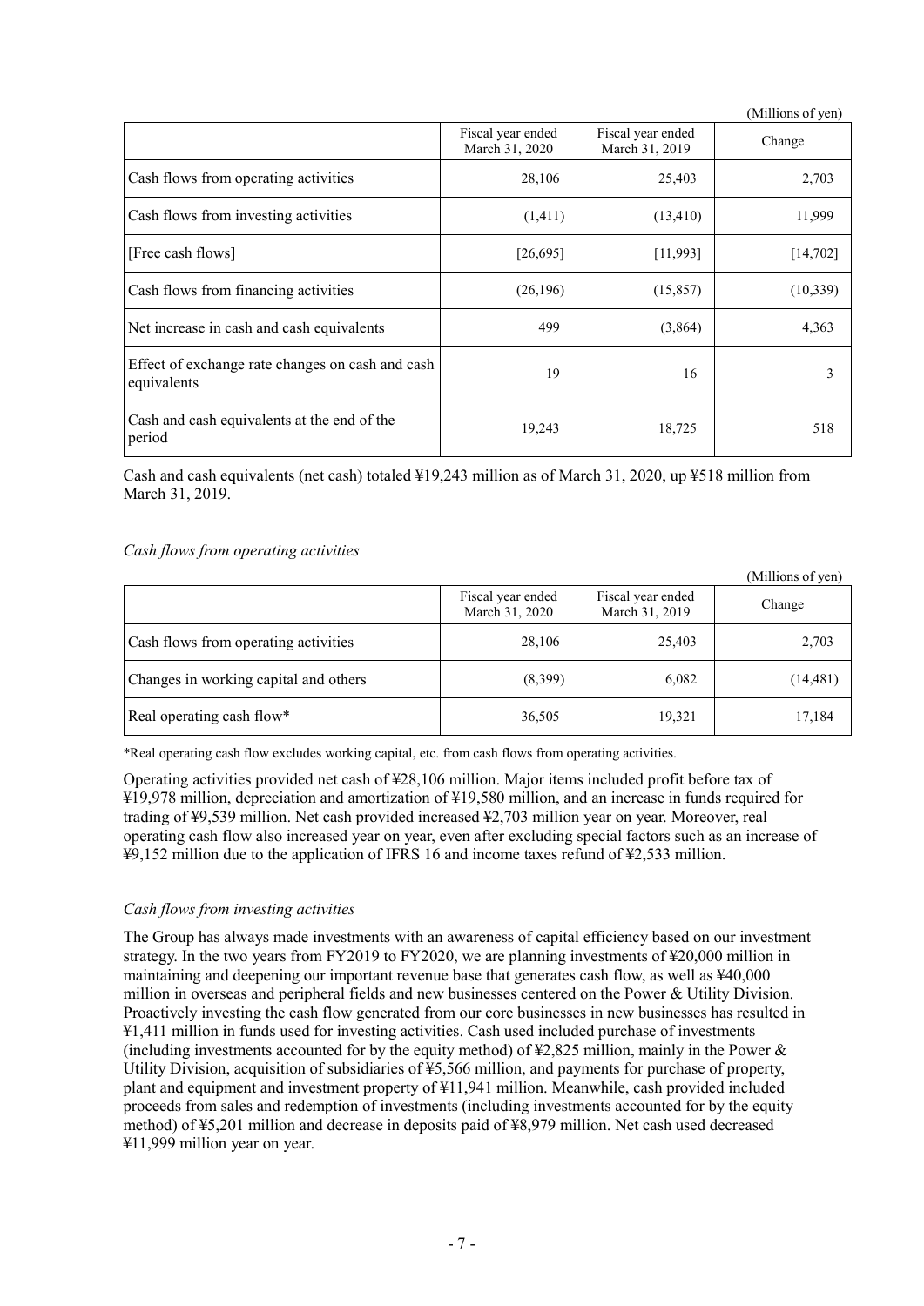(Millions of yen)

| | Fiscal year ended March 31, 2020 | Fiscal year ended March 31, 2019 | Change |
|---|---|---|---|
| Cash flows from operating activities | 28,106 | 25,403 | 2,703 |
| Cash flows from investing activities | (1,411) | (13,410) | 11,999 |
| [Free cash flows] | [26,695] | [11,993] | [14,702] |
| Cash flows from financing activities | (26,196) | (15,857) | (10,339) |
| Net increase in cash and cash equivalents | 499 | (3,864) | 4,363 |
| Effect of exchange rate changes on cash and cash equivalents | 19 | 16 | 3 |
| Cash and cash equivalents at the end of the period | 19,243 | 18,725 | 518 |

Cash and cash equivalents (net cash) totaled ¥19,243 million as of March 31, 2020, up ¥518 million from March 31, 2019.

*Cash flows from operating activities*

(Millions of yen)

| | Fiscal year ended March 31, 2020 | Fiscal year ended March 31, 2019 | Change |
|---|---|---|---|
| Cash flows from operating activities | 28,106 | 25,403 | 2,703 |
| Changes in working capital and others | (8,399) | 6,082 | (14,481) |
| Real operating cash flow* | 36,505 | 19,321 | 17,184 |

*Real operating cash flow excludes working capital, etc. from cash flows from operating activities.

Operating activities provided net cash of ¥28,106 million. Major items included profit before tax of ¥19,978 million, depreciation and amortization of ¥19,580 million, and an increase in funds required for trading of ¥9,539 million. Net cash provided increased ¥2,703 million year on year. Moreover, real operating cash flow also increased year on year, even after excluding special factors such as an increase of ¥9,152 million due to the application of IFRS 16 and income taxes refund of ¥2,533 million.

*Cash flows from investing activities*

The Group has always made investments with an awareness of capital efficiency based on our investment strategy. In the two years from FY2019 to FY2020, we are planning investments of ¥20,000 million in maintaining and deepening our important revenue base that generates cash flow, as well as ¥40,000 million in overseas and peripheral fields and new businesses centered on the Power & Utility Division. Proactively investing the cash flow generated from our core businesses in new businesses has resulted in ¥1,411 million in funds used for investing activities. Cash used included purchase of investments (including investments accounted for by the equity method) of ¥2,825 million, mainly in the Power & Utility Division, acquisition of subsidiaries of ¥5,566 million, and payments for purchase of property, plant and equipment and investment property of ¥11,941 million. Meanwhile, cash provided included proceeds from sales and redemption of investments (including investments accounted for by the equity method) of ¥5,201 million and decrease in deposits paid of ¥8,979 million. Net cash used decreased ¥11,999 million year on year.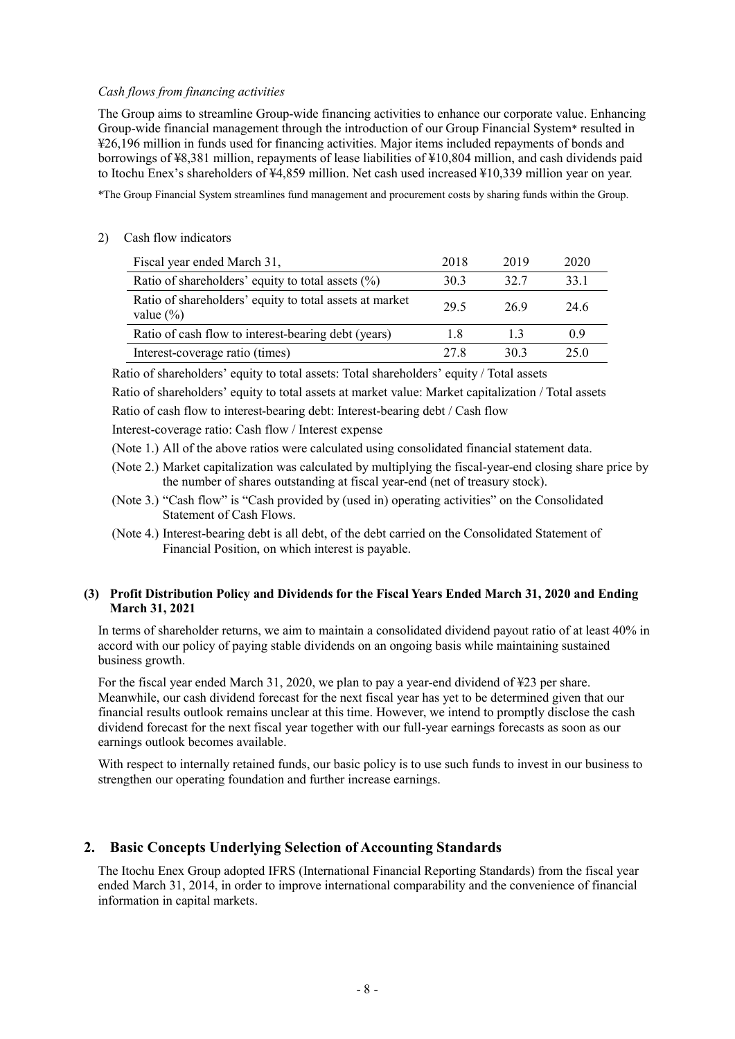*Cash flows from financing activities*

The Group aims to streamline Group-wide financing activities to enhance our corporate value. Enhancing Group-wide financial management through the introduction of our Group Financial System* resulted in ¥26,196 million in funds used for financing activities. Major items included repayments of bonds and borrowings of ¥8,381 million, repayments of lease liabilities of ¥10,804 million, and cash dividends paid to Itochu Enex's shareholders of ¥4,859 million. Net cash used increased ¥10,339 million year on year.

*The Group Financial System streamlines fund management and procurement costs by sharing funds within the Group.

2) Cash flow indicators

| Fiscal year ended March 31, | 2018 | 2019 | 2020 |
|---|---|---|---|
| Ratio of shareholders' equity to total assets (%) | 30.3 | 32.7 | 33.1 |
| Ratio of shareholders' equity to total assets at market value (%) | 29.5 | 26.9 | 24.6 |
| Ratio of cash flow to interest-bearing debt (years) | 1.8 | 1.3 | 0.9 |
| Interest-coverage ratio (times) | 27.8 | 30.3 | 25.0 |

Ratio of shareholders' equity to total assets: Total shareholders' equity / Total assets

Ratio of shareholders' equity to total assets at market value: Market capitalization / Total assets

Ratio of cash flow to interest-bearing debt: Interest-bearing debt / Cash flow

Interest-coverage ratio: Cash flow / Interest expense

(Note 1.) All of the above ratios were calculated using consolidated financial statement data.

(Note 2.) Market capitalization was calculated by multiplying the fiscal-year-end closing share price by the number of shares outstanding at fiscal year-end (net of treasury stock).

(Note 3.) "Cash flow" is "Cash provided by (used in) operating activities" on the Consolidated Statement of Cash Flows.

(Note 4.) Interest-bearing debt is all debt, of the debt carried on the Consolidated Statement of Financial Position, on which interest is payable.

### (3) Profit Distribution Policy and Dividends for the Fiscal Years Ended March 31, 2020 and Ending March 31, 2021

In terms of shareholder returns, we aim to maintain a consolidated dividend payout ratio of at least 40% in accord with our policy of paying stable dividends on an ongoing basis while maintaining sustained business growth.

For the fiscal year ended March 31, 2020, we plan to pay a year-end dividend of ¥23 per share. Meanwhile, our cash dividend forecast for the next fiscal year has yet to be determined given that our financial results outlook remains unclear at this time. However, we intend to promptly disclose the cash dividend forecast for the next fiscal year together with our full-year earnings forecasts as soon as our earnings outlook becomes available.

With respect to internally retained funds, our basic policy is to use such funds to invest in our business to strengthen our operating foundation and further increase earnings.

## 2. Basic Concepts Underlying Selection of Accounting Standards

The Itochu Enex Group adopted IFRS (International Financial Reporting Standards) from the fiscal year ended March 31, 2014, in order to improve international comparability and the convenience of financial information in capital markets.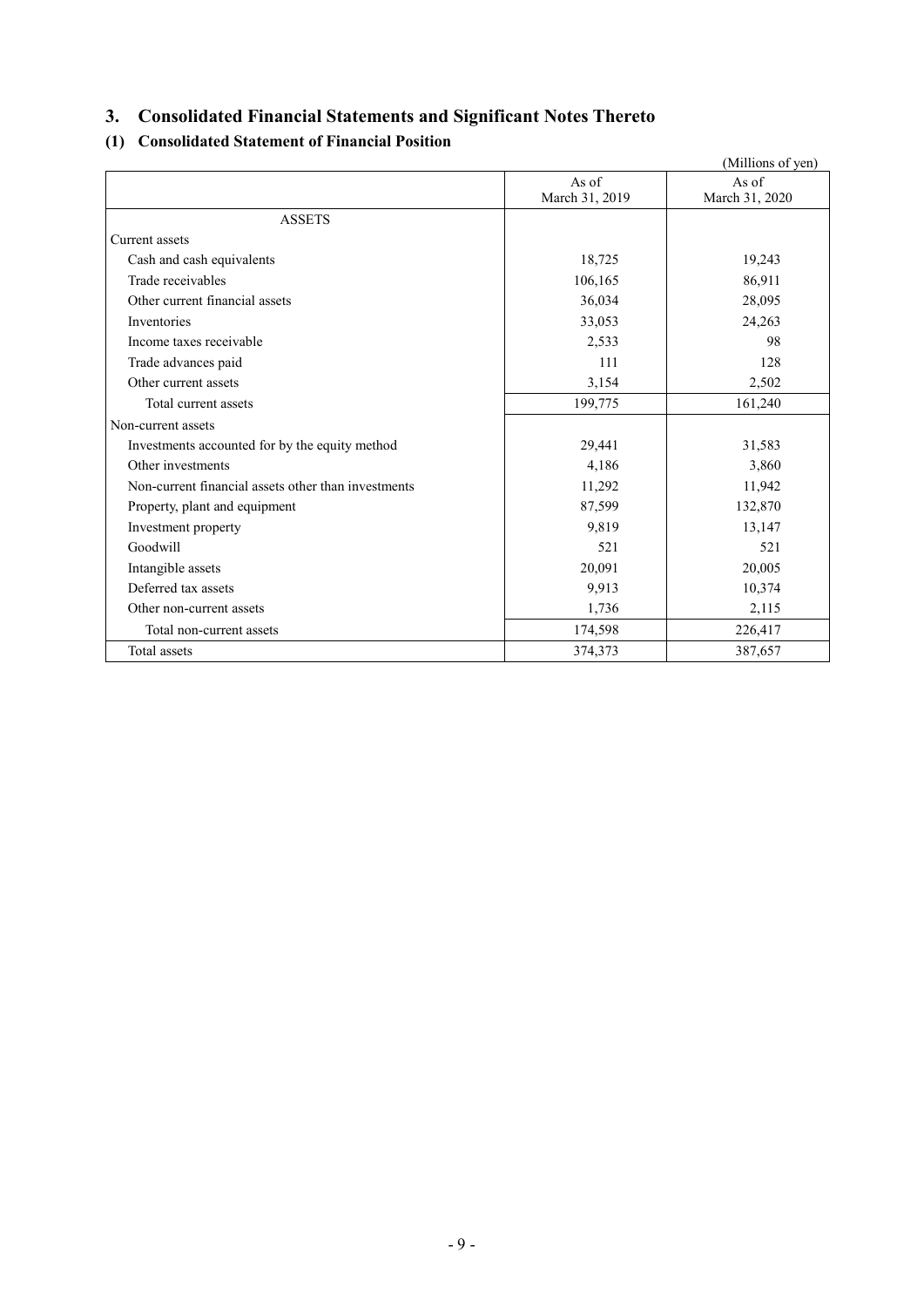# 3. Consolidated Financial Statements and Significant Notes Thereto

## (1) Consolidated Statement of Financial Position

(Millions of yen)

| | As of March 31, 2019 | As of March 31, 2020 |
|---|---|---|
| ASSETS | | |
| Current assets | | |
| Cash and cash equivalents | 18,725 | 19,243 |
| Trade receivables | 106,165 | 86,911 |
| Other current financial assets | 36,034 | 28,095 |
| Inventories | 33,053 | 24,263 |
| Income taxes receivable | 2,533 | 98 |
| Trade advances paid | 111 | 128 |
| Other current assets | 3,154 | 2,502 |
| Total current assets | 199,775 | 161,240 |
| Non-current assets | | |
| Investments accounted for by the equity method | 29,441 | 31,583 |
| Other investments | 4,186 | 3,860 |
| Non-current financial assets other than investments | 11,292 | 11,942 |
| Property, plant and equipment | 87,599 | 132,870 |
| Investment property | 9,819 | 13,147 |
| Goodwill | 521 | 521 |
| Intangible assets | 20,091 | 20,005 |
| Deferred tax assets | 9,913 | 10,374 |
| Other non-current assets | 1,736 | 2,115 |
| Total non-current assets | 174,598 | 226,417 |
| Total assets | 374,373 | 387,657 |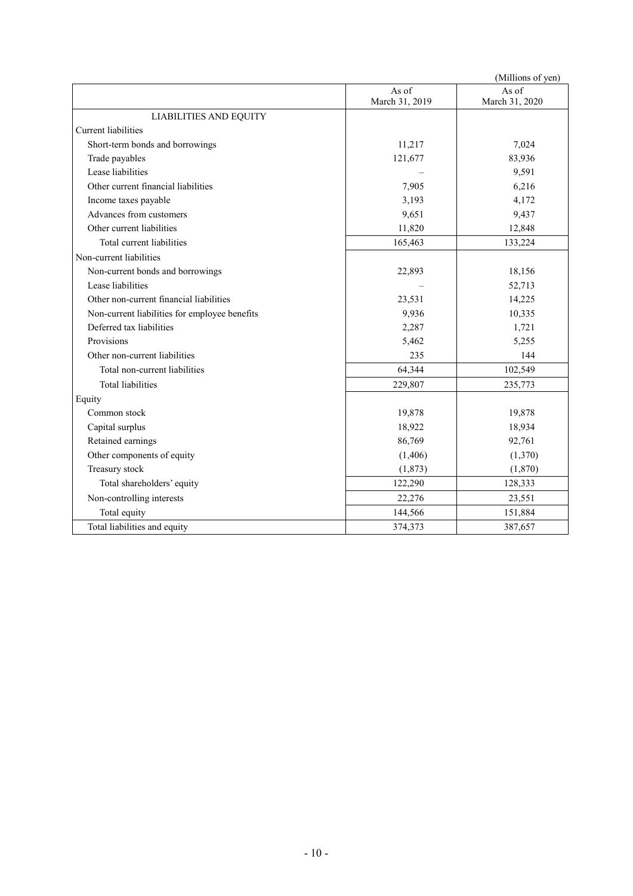(Millions of yen)

| | As of March 31, 2019 | As of March 31, 2020 |
|---|---|---|
| LIABILITIES AND EQUITY | | |
| Current liabilities | | |
| Short-term bonds and borrowings | 11,217 | 7,024 |
| Trade payables | 121,677 | 83,936 |
| Lease liabilities | – | 9,591 |
| Other current financial liabilities | 7,905 | 6,216 |
| Income taxes payable | 3,193 | 4,172 |
| Advances from customers | 9,651 | 9,437 |
| Other current liabilities | 11,820 | 12,848 |
| Total current liabilities | 165,463 | 133,224 |
| Non-current liabilities | | |
| Non-current bonds and borrowings | 22,893 | 18,156 |
| Lease liabilities | – | 52,713 |
| Other non-current financial liabilities | 23,531 | 14,225 |
| Non-current liabilities for employee benefits | 9,936 | 10,335 |
| Deferred tax liabilities | 2,287 | 1,721 |
| Provisions | 5,462 | 5,255 |
| Other non-current liabilities | 235 | 144 |
| Total non-current liabilities | 64,344 | 102,549 |
| Total liabilities | 229,807 | 235,773 |
| Equity | | |
| Common stock | 19,878 | 19,878 |
| Capital surplus | 18,922 | 18,934 |
| Retained earnings | 86,769 | 92,761 |
| Other components of equity | (1,406) | (1,370) |
| Treasury stock | (1,873) | (1,870) |
| Total shareholders' equity | 122,290 | 128,333 |
| Non-controlling interests | 22,276 | 23,551 |
| Total equity | 144,566 | 151,884 |
| Total liabilities and equity | 374,373 | 387,657 |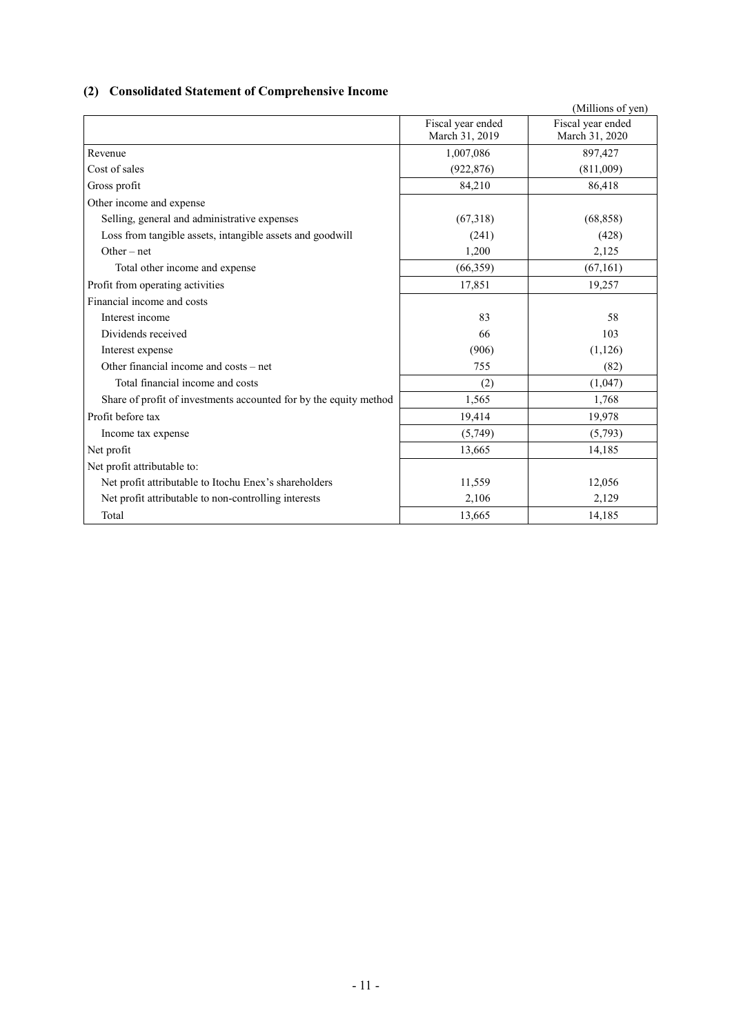## (2) Consolidated Statement of Comprehensive Income

(Millions of yen)

| | Fiscal year ended March 31, 2019 | Fiscal year ended March 31, 2020 |
|---|---|---|
| Revenue | 1,007,086 | 897,427 |
| Cost of sales | (922,876) | (811,009) |
| Gross profit | 84,210 | 86,418 |
| Other income and expense | | |
| Selling, general and administrative expenses | (67,318) | (68,858) |
| Loss from tangible assets, intangible assets and goodwill | (241) | (428) |
| Other – net | 1,200 | 2,125 |
| Total other income and expense | (66,359) | (67,161) |
| Profit from operating activities | 17,851 | 19,257 |
| Financial income and costs | | |
| Interest income | 83 | 58 |
| Dividends received | 66 | 103 |
| Interest expense | (906) | (1,126) |
| Other financial income and costs – net | 755 | (82) |
| Total financial income and costs | (2) | (1,047) |
| Share of profit of investments accounted for by the equity method | 1,565 | 1,768 |
| Profit before tax | 19,414 | 19,978 |
| Income tax expense | (5,749) | (5,793) |
| Net profit | 13,665 | 14,185 |
| Net profit attributable to: | | |
| Net profit attributable to Itochu Enex's shareholders | 11,559 | 12,056 |
| Net profit attributable to non-controlling interests | 2,106 | 2,129 |
| Total | 13,665 | 14,185 |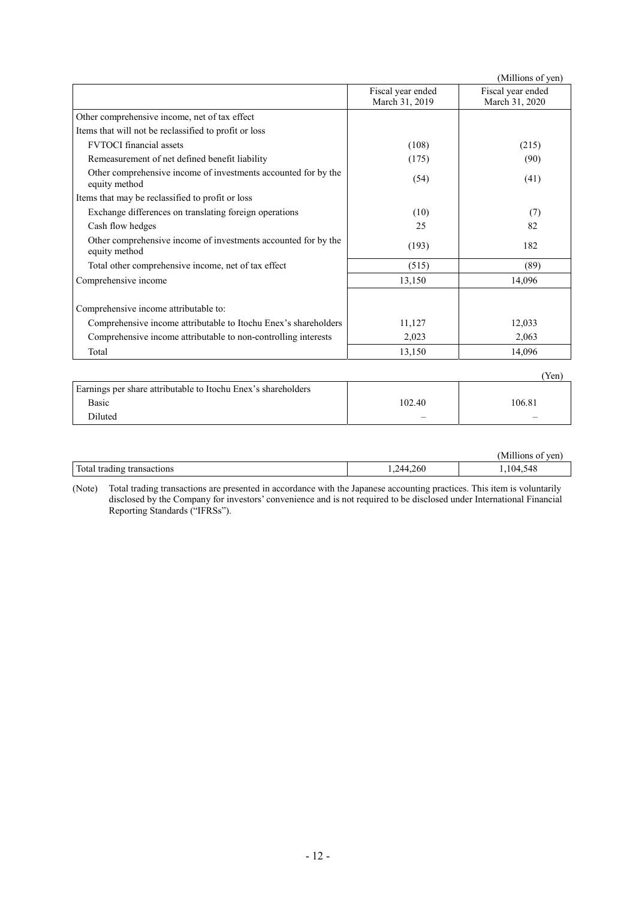(Millions of yen)

| | Fiscal year ended March 31, 2019 | Fiscal year ended March 31, 2020 |
|---|---|---|
| Other comprehensive income, net of tax effect | | |
| Items that will not be reclassified to profit or loss | | |
| FVTOCI financial assets | (108) | (215) |
| Remeasurement of net defined benefit liability | (175) | (90) |
| Other comprehensive income of investments accounted for by the equity method | (54) | (41) |
| Items that may be reclassified to profit or loss | | |
| Exchange differences on translating foreign operations | (10) | (7) |
| Cash flow hedges | 25 | 82 |
| Other comprehensive income of investments accounted for by the equity method | (193) | 182 |
| Total other comprehensive income, net of tax effect | (515) | (89) |
| Comprehensive income | 13,150 | 14,096 |
| | | |
| Comprehensive income attributable to: | | |
| Comprehensive income attributable to Itochu Enex's shareholders | 11,127 | 12,033 |
| Comprehensive income attributable to non-controlling interests | 2,023 | 2,063 |
| Total | 13,150 | 14,096 |

(Yen)

| | | |
|---|---|---|
| Earnings per share attributable to Itochu Enex's shareholders | | |
| Basic | 102.40 | 106.81 |
| Diluted | – | – |

(Millions of yen)

| | | |
|---|---|---|
| Total trading transactions | 1,244,260 | 1,104,548 |

(Note) Total trading transactions are presented in accordance with the Japanese accounting practices. This item is voluntarily disclosed by the Company for investors' convenience and is not required to be disclosed under International Financial Reporting Standards ("IFRSs").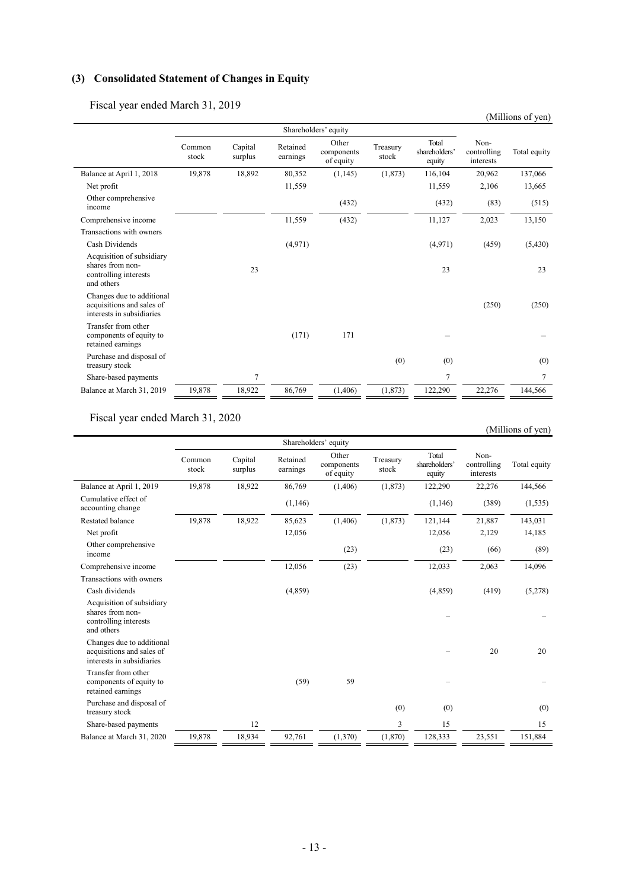## (3) Consolidated Statement of Changes in Equity

Fiscal year ended March 31, 2019

(Millions of yen)

| | Shareholders' equity | | | | | | | |
|---|---|---|---|---|---|---|---|---|
| | Common stock | Capital surplus | Retained earnings | Other components of equity | Treasury stock | Total shareholders' equity | Non-controlling interests | Total equity |
| Balance at April 1, 2018 | 19,878 | 18,892 | 80,352 | (1,145) | (1,873) | 116,104 | 20,962 | 137,066 |
| Net profit | | | 11,559 | | | 11,559 | 2,106 | 13,665 |
| Other comprehensive income | | | | (432) | | (432) | (83) | (515) |
| Comprehensive income | | | 11,559 | (432) | | 11,127 | 2,023 | 13,150 |
| Transactions with owners | | | | | | | | |
| Cash Dividends | | | (4,971) | | | (4,971) | (459) | (5,430) |
| Acquisition of subsidiary shares from non-controlling interests and others | | 23 | | | | 23 | | 23 |
| Changes due to additional acquisitions and sales of interests in subsidiaries | | | | | | | (250) | (250) |
| Transfer from other components of equity to retained earnings | | | (171) | 171 | | – | | – |
| Purchase and disposal of treasury stock | | | | | (0) | (0) | | (0) |
| Share-based payments | | 7 | | | | 7 | | 7 |
| Balance at March 31, 2019 | 19,878 | 18,922 | 86,769 | (1,406) | (1,873) | 122,290 | 22,276 | 144,566 |

Fiscal year ended March 31, 2020

(Millions of yen)

| | Shareholders' equity | | | | | | | |
|---|---|---|---|---|---|---|---|---|
| | Common stock | Capital surplus | Retained earnings | Other components of equity | Treasury stock | Total shareholders' equity | Non-controlling interests | Total equity |
| Balance at April 1, 2019 | 19,878 | 18,922 | 86,769 | (1,406) | (1,873) | 122,290 | 22,276 | 144,566 |
| Cumulative effect of accounting change | | | (1,146) | | | (1,146) | (389) | (1,535) |
| Restated balance | 19,878 | 18,922 | 85,623 | (1,406) | (1,873) | 121,144 | 21,887 | 143,031 |
| Net profit | | | 12,056 | | | 12,056 | 2,129 | 14,185 |
| Other comprehensive income | | | | (23) | | (23) | (66) | (89) |
| Comprehensive income | | | 12,056 | (23) | | 12,033 | 2,063 | 14,096 |
| Transactions with owners | | | | | | | | |
| Cash dividends | | | (4,859) | | | (4,859) | (419) | (5,278) |
| Acquisition of subsidiary shares from non-controlling interests and others | | | | | | – | | – |
| Changes due to additional acquisitions and sales of interests in subsidiaries | | | | | | – | 20 | 20 |
| Transfer from other components of equity to retained earnings | | | (59) | 59 | | – | | – |
| Purchase and disposal of treasury stock | | | | | (0) | (0) | | (0) |
| Share-based payments | | 12 | | | 3 | 15 | | 15 |
| Balance at March 31, 2020 | 19,878 | 18,934 | 92,761 | (1,370) | (1,870) | 128,333 | 23,551 | 151,884 |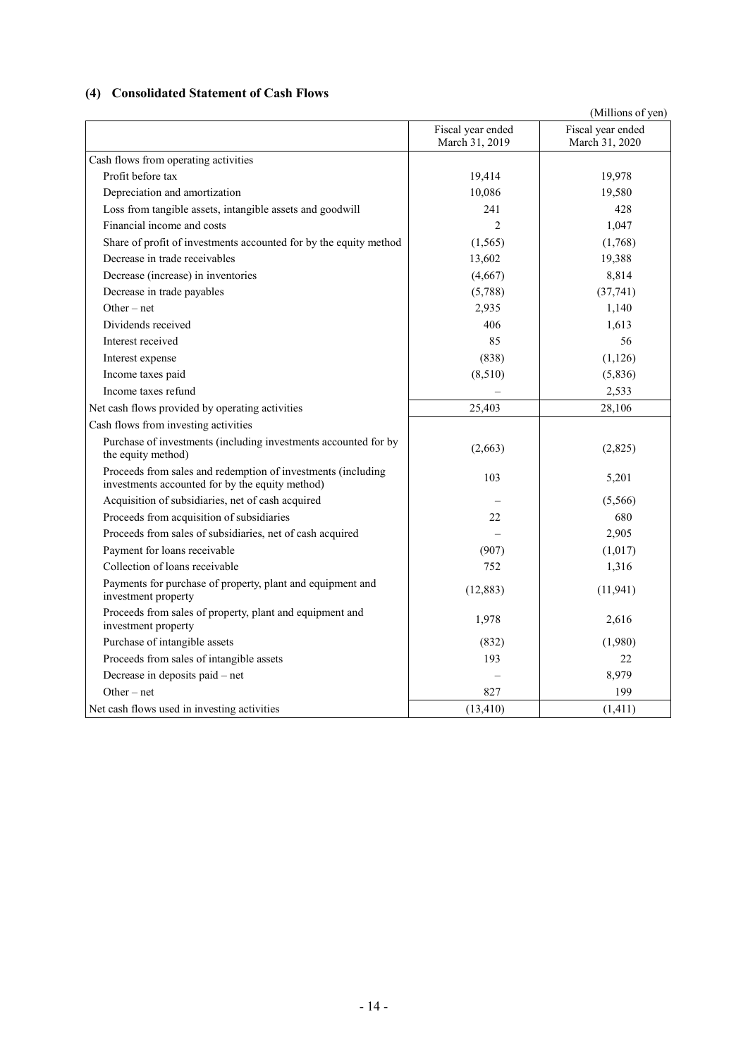### (4) Consolidated Statement of Cash Flows

(Millions of yen)

| | Fiscal year ended March 31, 2019 | Fiscal year ended March 31, 2020 |
|---|---|---|
| Cash flows from operating activities | | |
| Profit before tax | 19,414 | 19,978 |
| Depreciation and amortization | 10,086 | 19,580 |
| Loss from tangible assets, intangible assets and goodwill | 241 | 428 |
| Financial income and costs | 2 | 1,047 |
| Share of profit of investments accounted for by the equity method | (1,565) | (1,768) |
| Decrease in trade receivables | 13,602 | 19,388 |
| Decrease (increase) in inventories | (4,667) | 8,814 |
| Decrease in trade payables | (5,788) | (37,741) |
| Other – net | 2,935 | 1,140 |
| Dividends received | 406 | 1,613 |
| Interest received | 85 | 56 |
| Interest expense | (838) | (1,126) |
| Income taxes paid | (8,510) | (5,836) |
| Income taxes refund | – | 2,533 |
| Net cash flows provided by operating activities | 25,403 | 28,106 |
| Cash flows from investing activities | | |
| Purchase of investments (including investments accounted for by the equity method) | (2,663) | (2,825) |
| Proceeds from sales and redemption of investments (including investments accounted for by the equity method) | 103 | 5,201 |
| Acquisition of subsidiaries, net of cash acquired | – | (5,566) |
| Proceeds from acquisition of subsidiaries | 22 | 680 |
| Proceeds from sales of subsidiaries, net of cash acquired | – | 2,905 |
| Payment for loans receivable | (907) | (1,017) |
| Collection of loans receivable | 752 | 1,316 |
| Payments for purchase of property, plant and equipment and investment property | (12,883) | (11,941) |
| Proceeds from sales of property, plant and equipment and investment property | 1,978 | 2,616 |
| Purchase of intangible assets | (832) | (1,980) |
| Proceeds from sales of intangible assets | 193 | 22 |
| Decrease in deposits paid – net | – | 8,979 |
| Other – net | 827 | 199 |
| Net cash flows used in investing activities | (13,410) | (1,411) |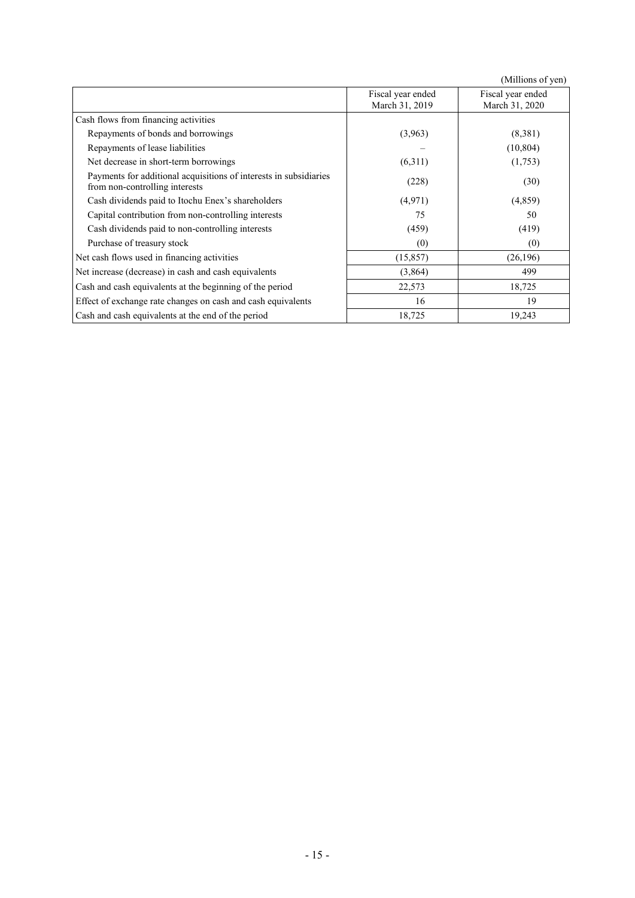(Millions of yen)

| | Fiscal year ended March 31, 2019 | Fiscal year ended March 31, 2020 |
|---|---|---|
| Cash flows from financing activities | | |
| Repayments of bonds and borrowings | (3,963) | (8,381) |
| Repayments of lease liabilities | – | (10,804) |
| Net decrease in short-term borrowings | (6,311) | (1,753) |
| Payments for additional acquisitions of interests in subsidiaries from non-controlling interests | (228) | (30) |
| Cash dividends paid to Itochu Enex's shareholders | (4,971) | (4,859) |
| Capital contribution from non-controlling interests | 75 | 50 |
| Cash dividends paid to non-controlling interests | (459) | (419) |
| Purchase of treasury stock | (0) | (0) |
| Net cash flows used in financing activities | (15,857) | (26,196) |
| Net increase (decrease) in cash and cash equivalents | (3,864) | 499 |
| Cash and cash equivalents at the beginning of the period | 22,573 | 18,725 |
| Effect of exchange rate changes on cash and cash equivalents | 16 | 19 |
| Cash and cash equivalents at the end of the period | 18,725 | 19,243 |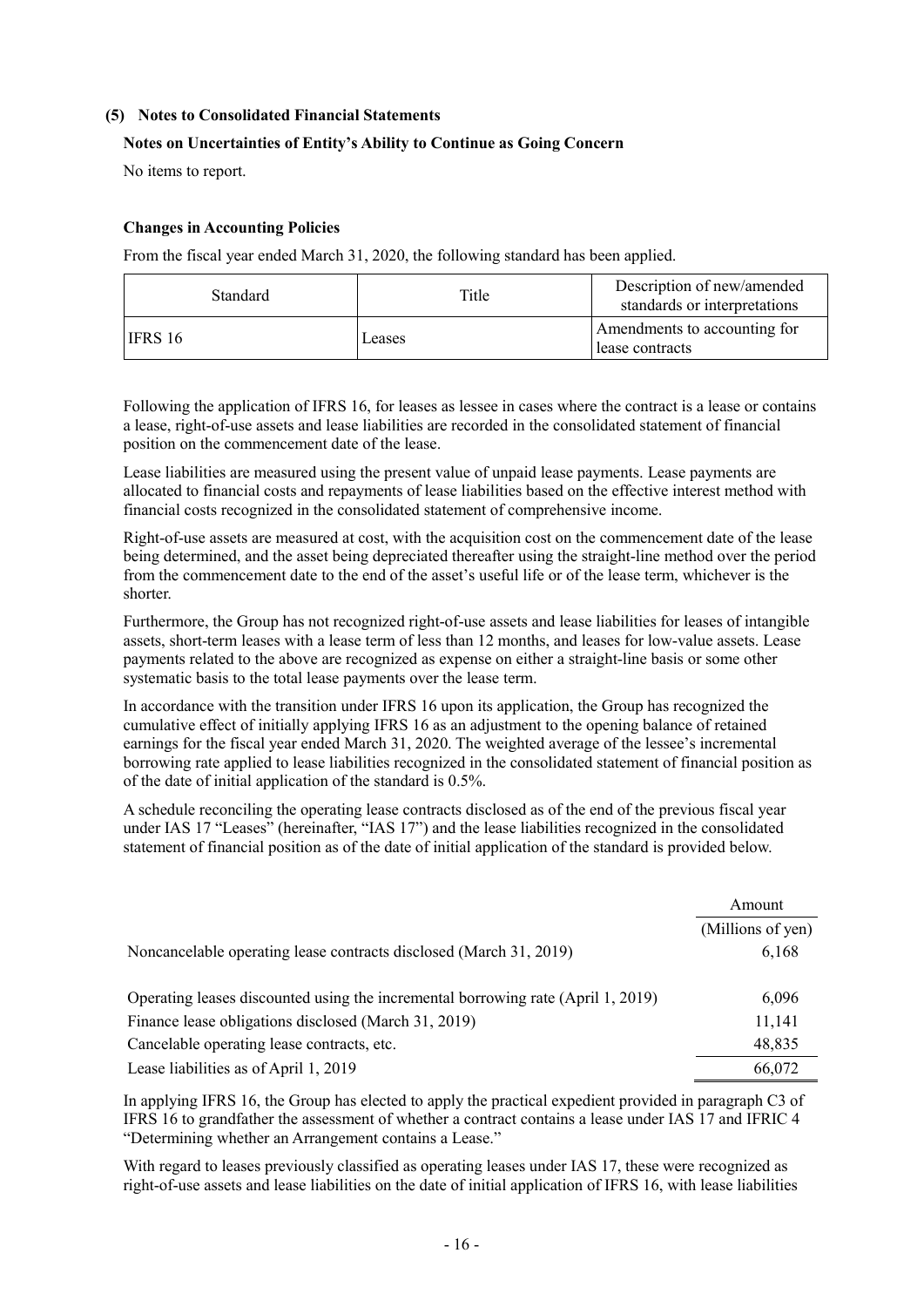### (5) Notes to Consolidated Financial Statements

**Notes on Uncertainties of Entity's Ability to Continue as Going Concern**

No items to report.

**Changes in Accounting Policies**

From the fiscal year ended March 31, 2020, the following standard has been applied.

| Standard | Title | Description of new/amended standards or interpretations |
|---|---|---|
| IFRS 16 | Leases | Amendments to accounting for lease contracts |

Following the application of IFRS 16, for leases as lessee in cases where the contract is a lease or contains a lease, right-of-use assets and lease liabilities are recorded in the consolidated statement of financial position on the commencement date of the lease.

Lease liabilities are measured using the present value of unpaid lease payments. Lease payments are allocated to financial costs and repayments of lease liabilities based on the effective interest method with financial costs recognized in the consolidated statement of comprehensive income.

Right-of-use assets are measured at cost, with the acquisition cost on the commencement date of the lease being determined, and the asset being depreciated thereafter using the straight-line method over the period from the commencement date to the end of the asset's useful life or of the lease term, whichever is the shorter.

Furthermore, the Group has not recognized right-of-use assets and lease liabilities for leases of intangible assets, short-term leases with a lease term of less than 12 months, and leases for low-value assets. Lease payments related to the above are recognized as expense on either a straight-line basis or some other systematic basis to the total lease payments over the lease term.

In accordance with the transition under IFRS 16 upon its application, the Group has recognized the cumulative effect of initially applying IFRS 16 as an adjustment to the opening balance of retained earnings for the fiscal year ended March 31, 2020. The weighted average of the lessee's incremental borrowing rate applied to lease liabilities recognized in the consolidated statement of financial position as of the date of initial application of the standard is 0.5%.

A schedule reconciling the operating lease contracts disclosed as of the end of the previous fiscal year under IAS 17 "Leases" (hereinafter, "IAS 17") and the lease liabilities recognized in the consolidated statement of financial position as of the date of initial application of the standard is provided below.

| | Amount |
|---|---|
| | (Millions of yen) |
| Noncancelable operating lease contracts disclosed (March 31, 2019) | 6,168 |
| Operating leases discounted using the incremental borrowing rate (April 1, 2019) | 6,096 |
| Finance lease obligations disclosed (March 31, 2019) | 11,141 |
| Cancelable operating lease contracts, etc. | 48,835 |
| Lease liabilities as of April 1, 2019 | 66,072 |

In applying IFRS 16, the Group has elected to apply the practical expedient provided in paragraph C3 of IFRS 16 to grandfather the assessment of whether a contract contains a lease under IAS 17 and IFRIC 4 "Determining whether an Arrangement contains a Lease."

With regard to leases previously classified as operating leases under IAS 17, these were recognized as right-of-use assets and lease liabilities on the date of initial application of IFRS 16, with lease liabilities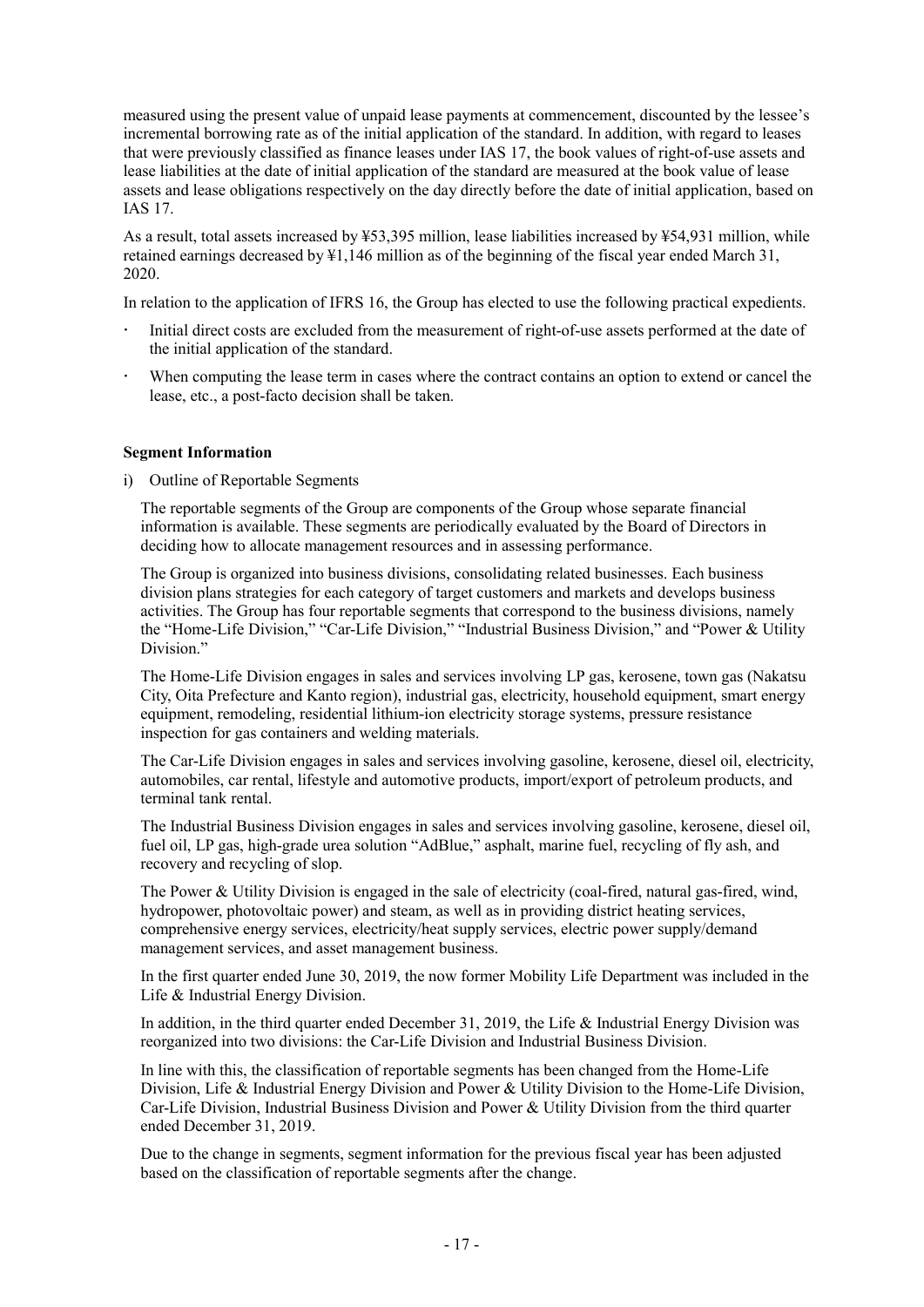measured using the present value of unpaid lease payments at commencement, discounted by the lessee's incremental borrowing rate as of the initial application of the standard. In addition, with regard to leases that were previously classified as finance leases under IAS 17, the book values of right-of-use assets and lease liabilities at the date of initial application of the standard are measured at the book value of lease assets and lease obligations respectively on the day directly before the date of initial application, based on IAS 17.

As a result, total assets increased by ¥53,395 million, lease liabilities increased by ¥54,931 million, while retained earnings decreased by ¥1,146 million as of the beginning of the fiscal year ended March 31, 2020.

In relation to the application of IFRS 16, the Group has elected to use the following practical expedients.

- Initial direct costs are excluded from the measurement of right-of-use assets performed at the date of the initial application of the standard.
- When computing the lease term in cases where the contract contains an option to extend or cancel the lease, etc., a post-facto decision shall be taken.

**Segment Information**

i) Outline of Reportable Segments

The reportable segments of the Group are components of the Group whose separate financial information is available. These segments are periodically evaluated by the Board of Directors in deciding how to allocate management resources and in assessing performance.

The Group is organized into business divisions, consolidating related businesses. Each business division plans strategies for each category of target customers and markets and develops business activities. The Group has four reportable segments that correspond to the business divisions, namely the "Home-Life Division," "Car-Life Division," "Industrial Business Division," and "Power & Utility Division."

The Home-Life Division engages in sales and services involving LP gas, kerosene, town gas (Nakatsu City, Oita Prefecture and Kanto region), industrial gas, electricity, household equipment, smart energy equipment, remodeling, residential lithium-ion electricity storage systems, pressure resistance inspection for gas containers and welding materials.

The Car-Life Division engages in sales and services involving gasoline, kerosene, diesel oil, electricity, automobiles, car rental, lifestyle and automotive products, import/export of petroleum products, and terminal tank rental.

The Industrial Business Division engages in sales and services involving gasoline, kerosene, diesel oil, fuel oil, LP gas, high-grade urea solution "AdBlue," asphalt, marine fuel, recycling of fly ash, and recovery and recycling of slop.

The Power & Utility Division is engaged in the sale of electricity (coal-fired, natural gas-fired, wind, hydropower, photovoltaic power) and steam, as well as in providing district heating services, comprehensive energy services, electricity/heat supply services, electric power supply/demand management services, and asset management business.

In the first quarter ended June 30, 2019, the now former Mobility Life Department was included in the Life & Industrial Energy Division.

In addition, in the third quarter ended December 31, 2019, the Life & Industrial Energy Division was reorganized into two divisions: the Car-Life Division and Industrial Business Division.

In line with this, the classification of reportable segments has been changed from the Home-Life Division, Life & Industrial Energy Division and Power & Utility Division to the Home-Life Division, Car-Life Division, Industrial Business Division and Power & Utility Division from the third quarter ended December 31, 2019.

Due to the change in segments, segment information for the previous fiscal year has been adjusted based on the classification of reportable segments after the change.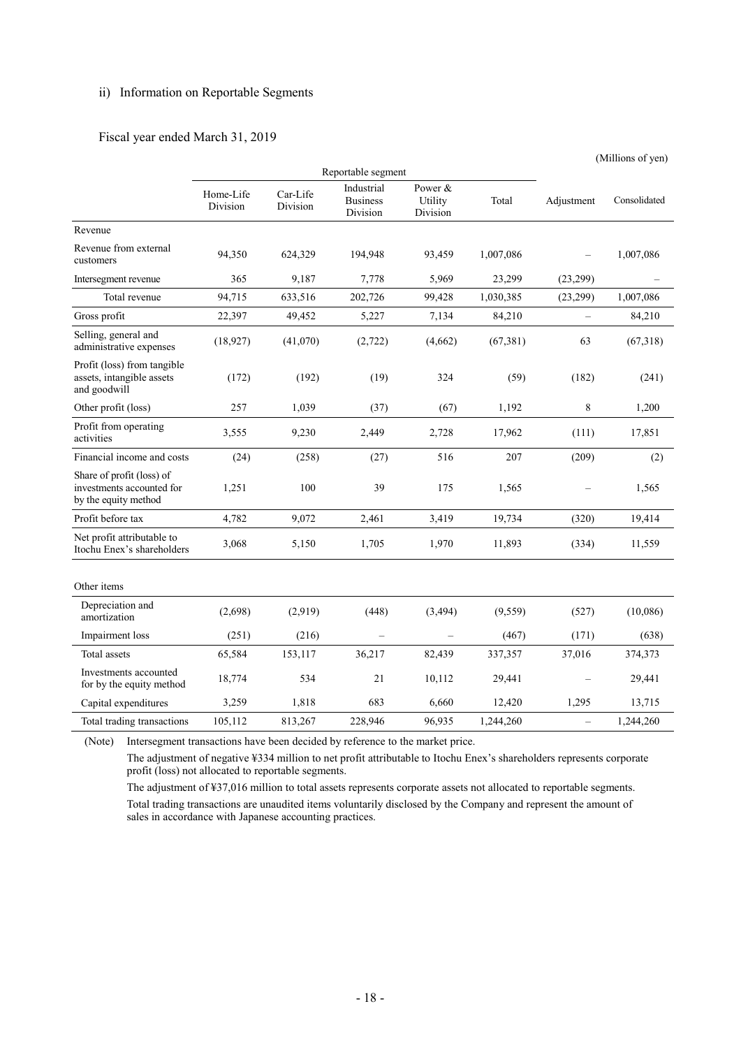ii) Information on Reportable Segments

Fiscal year ended March 31, 2019

(Millions of yen)

| | Reportable segment | | | | | Adjustment | Consolidated |
|---|---|---|---|---|---|---|---|
| | Home-Life Division | Car-Life Division | Industrial Business Division | Power & Utility Division | Total | | |
| Revenue | | | | | | | |
| Revenue from external customers | 94,350 | 624,329 | 194,948 | 93,459 | 1,007,086 | – | 1,007,086 |
| Intersegment revenue | 365 | 9,187 | 7,778 | 5,969 | 23,299 | (23,299) | – |
| Total revenue | 94,715 | 633,516 | 202,726 | 99,428 | 1,030,385 | (23,299) | 1,007,086 |
| Gross profit | 22,397 | 49,452 | 5,227 | 7,134 | 84,210 | – | 84,210 |
| Selling, general and administrative expenses | (18,927) | (41,070) | (2,722) | (4,662) | (67,381) | 63 | (67,318) |
| Profit (loss) from tangible assets, intangible assets and goodwill | (172) | (192) | (19) | 324 | (59) | (182) | (241) |
| Other profit (loss) | 257 | 1,039 | (37) | (67) | 1,192 | 8 | 1,200 |
| Profit from operating activities | 3,555 | 9,230 | 2,449 | 2,728 | 17,962 | (111) | 17,851 |
| Financial income and costs | (24) | (258) | (27) | 516 | 207 | (209) | (2) |
| Share of profit (loss) of investments accounted for by the equity method | 1,251 | 100 | 39 | 175 | 1,565 | – | 1,565 |
| Profit before tax | 4,782 | 9,072 | 2,461 | 3,419 | 19,734 | (320) | 19,414 |
| Net profit attributable to Itochu Enex's shareholders | 3,068 | 5,150 | 1,705 | 1,970 | 11,893 | (334) | 11,559 |
| Other items | | | | | | | |
| Depreciation and amortization | (2,698) | (2,919) | (448) | (3,494) | (9,559) | (527) | (10,086) |
| Impairment loss | (251) | (216) | – | – | (467) | (171) | (638) |
| Total assets | 65,584 | 153,117 | 36,217 | 82,439 | 337,357 | 37,016 | 374,373 |
| Investments accounted for by the equity method | 18,774 | 534 | 21 | 10,112 | 29,441 | – | 29,441 |
| Capital expenditures | 3,259 | 1,818 | 683 | 6,660 | 12,420 | 1,295 | 13,715 |
| Total trading transactions | 105,112 | 813,267 | 228,946 | 96,935 | 1,244,260 | – | 1,244,260 |

(Note) Intersegment transactions have been decided by reference to the market price.

The adjustment of negative ¥334 million to net profit attributable to Itochu Enex's shareholders represents corporate profit (loss) not allocated to reportable segments.

The adjustment of ¥37,016 million to total assets represents corporate assets not allocated to reportable segments.

Total trading transactions are unaudited items voluntarily disclosed by the Company and represent the amount of sales in accordance with Japanese accounting practices.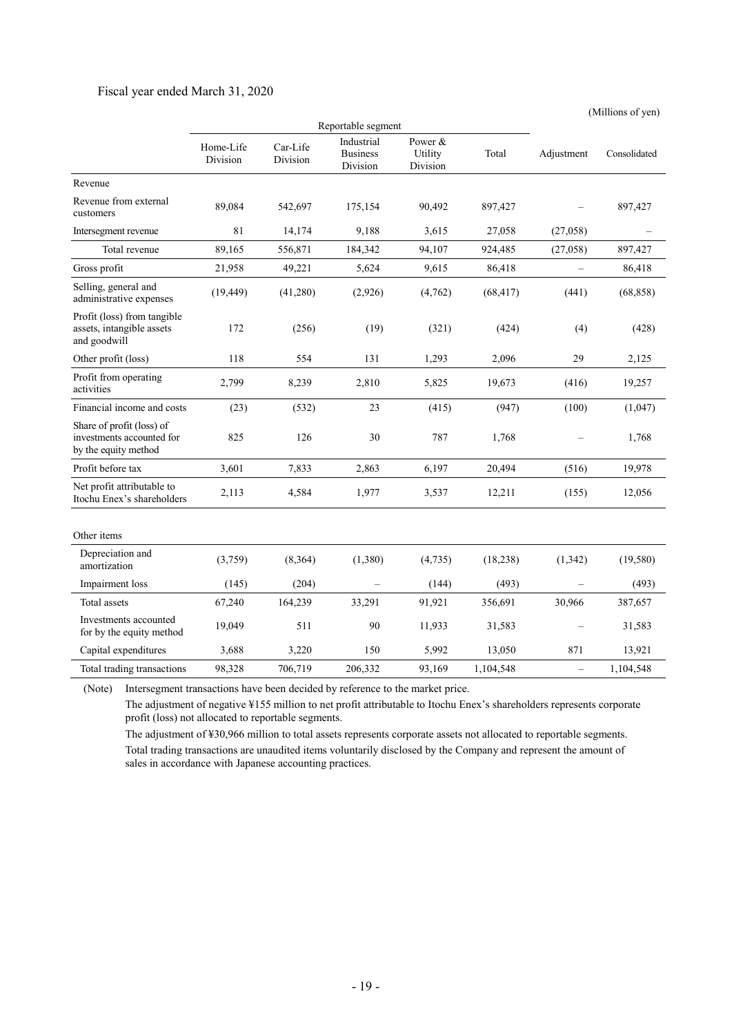Fiscal year ended March 31, 2020

(Millions of yen)

| | Reportable segment | | | | | Adjustment | Consolidated |
|---|---|---|---|---|---|---|---|
| | Home-Life Division | Car-Life Division | Industrial Business Division | Power & Utility Division | Total | | |
| Revenue | | | | | | | |
| Revenue from external customers | 89,084 | 542,697 | 175,154 | 90,492 | 897,427 | – | 897,427 |
| Intersegment revenue | 81 | 14,174 | 9,188 | 3,615 | 27,058 | (27,058) | – |
| Total revenue | 89,165 | 556,871 | 184,342 | 94,107 | 924,485 | (27,058) | 897,427 |
| Gross profit | 21,958 | 49,221 | 5,624 | 9,615 | 86,418 | – | 86,418 |
| Selling, general and administrative expenses | (19,449) | (41,280) | (2,926) | (4,762) | (68,417) | (441) | (68,858) |
| Profit (loss) from tangible assets, intangible assets and goodwill | 172 | (256) | (19) | (321) | (424) | (4) | (428) |
| Other profit (loss) | 118 | 554 | 131 | 1,293 | 2,096 | 29 | 2,125 |
| Profit from operating activities | 2,799 | 8,239 | 2,810 | 5,825 | 19,673 | (416) | 19,257 |
| Financial income and costs | (23) | (532) | 23 | (415) | (947) | (100) | (1,047) |
| Share of profit (loss) of investments accounted for by the equity method | 825 | 126 | 30 | 787 | 1,768 | – | 1,768 |
| Profit before tax | 3,601 | 7,833 | 2,863 | 6,197 | 20,494 | (516) | 19,978 |
| Net profit attributable to Itochu Enex's shareholders | 2,113 | 4,584 | 1,977 | 3,537 | 12,211 | (155) | 12,056 |
| | | | | | | | |
| Other items | | | | | | | |
| Depreciation and amortization | (3,759) | (8,364) | (1,380) | (4,735) | (18,238) | (1,342) | (19,580) |
| Impairment loss | (145) | (204) | – | (144) | (493) | – | (493) |
| Total assets | 67,240 | 164,239 | 33,291 | 91,921 | 356,691 | 30,966 | 387,657 |
| Investments accounted for by the equity method | 19,049 | 511 | 90 | 11,933 | 31,583 | – | 31,583 |
| Capital expenditures | 3,688 | 3,220 | 150 | 5,992 | 13,050 | 871 | 13,921 |
| Total trading transactions | 98,328 | 706,719 | 206,332 | 93,169 | 1,104,548 | – | 1,104,548 |

(Note) Intersegment transactions have been decided by reference to the market price.

The adjustment of negative ¥155 million to net profit attributable to Itochu Enex's shareholders represents corporate profit (loss) not allocated to reportable segments.

The adjustment of ¥30,966 million to total assets represents corporate assets not allocated to reportable segments.

Total trading transactions are unaudited items voluntarily disclosed by the Company and represent the amount of sales in accordance with Japanese accounting practices.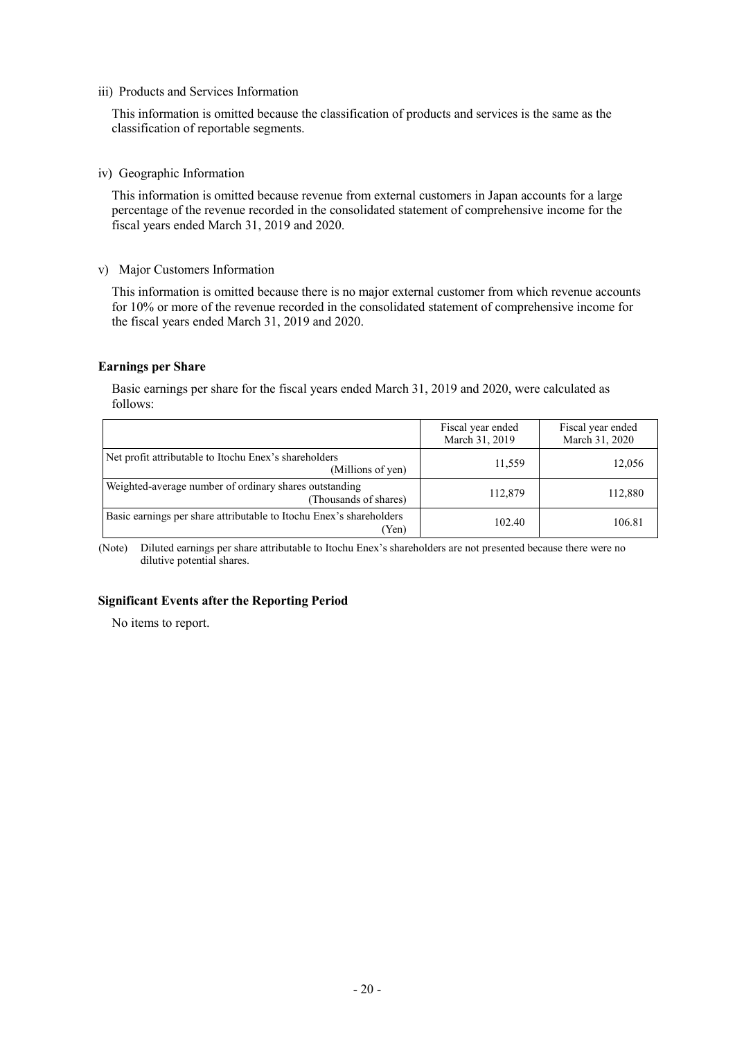iii) Products and Services Information

This information is omitted because the classification of products and services is the same as the classification of reportable segments.

iv) Geographic Information

This information is omitted because revenue from external customers in Japan accounts for a large percentage of the revenue recorded in the consolidated statement of comprehensive income for the fiscal years ended March 31, 2019 and 2020.

v) Major Customers Information

This information is omitted because there is no major external customer from which revenue accounts for 10% or more of the revenue recorded in the consolidated statement of comprehensive income for the fiscal years ended March 31, 2019 and 2020.

**Earnings per Share**

Basic earnings per share for the fiscal years ended March 31, 2019 and 2020, were calculated as follows:

| | Fiscal year ended March 31, 2019 | Fiscal year ended March 31, 2020 |
|---|---|---|
| Net profit attributable to Itochu Enex's shareholders (Millions of yen) | 11,559 | 12,056 |
| Weighted-average number of ordinary shares outstanding (Thousands of shares) | 112,879 | 112,880 |
| Basic earnings per share attributable to Itochu Enex's shareholders (Yen) | 102.40 | 106.81 |

(Note) Diluted earnings per share attributable to Itochu Enex's shareholders are not presented because there were no dilutive potential shares.

**Significant Events after the Reporting Period**

No items to report.